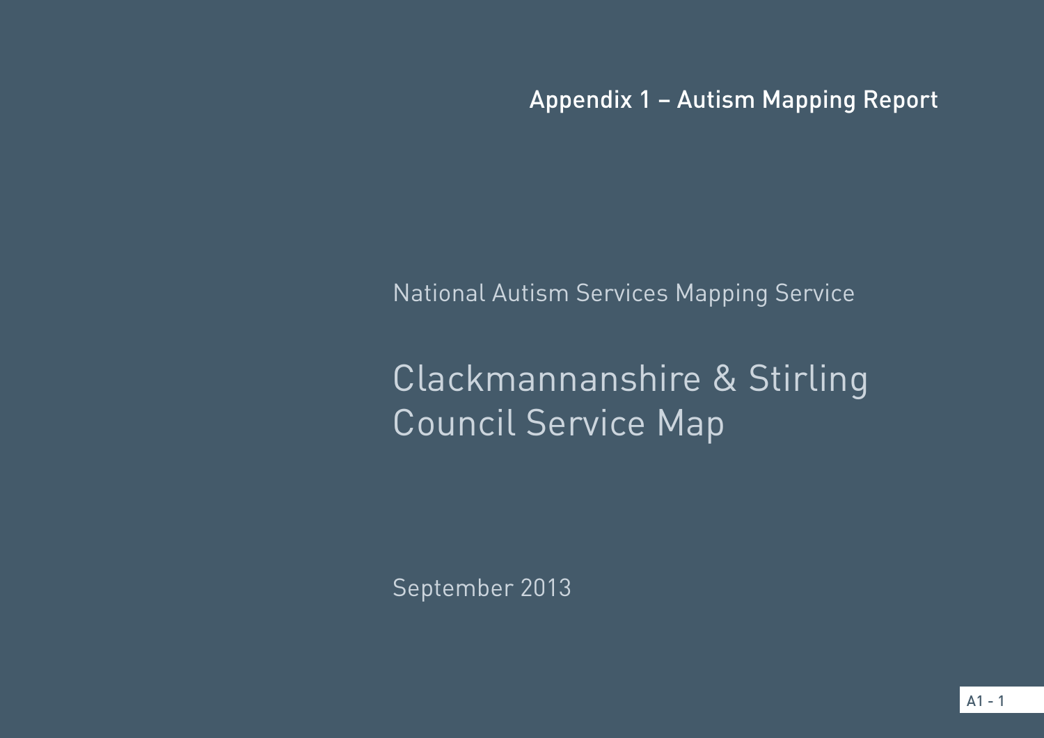Appendix 1 – Autism Mapping Report

National Autism Services Mapping Service

# Clackmannanshire & Stirling Council Service Map

September 2013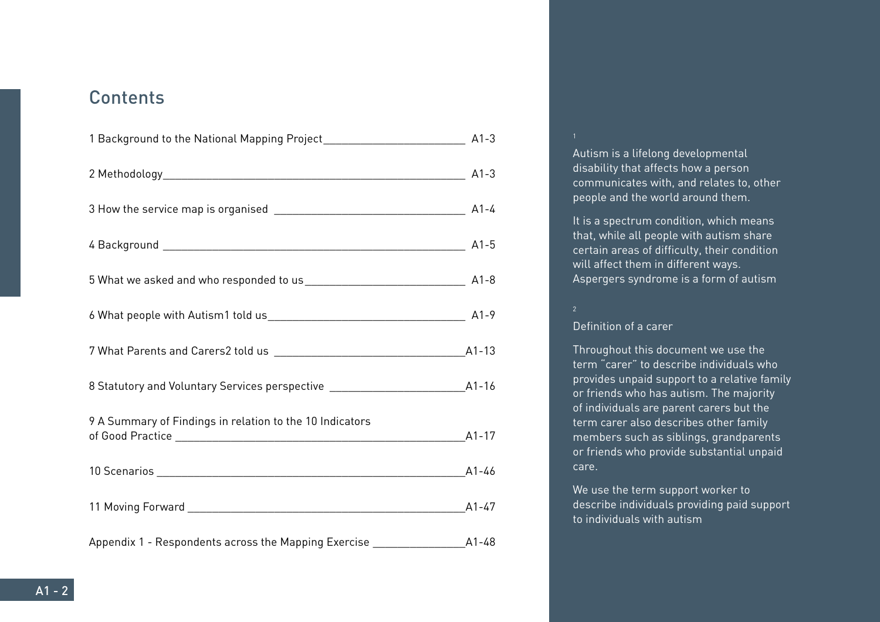## Contents

1 Background to the National Mapping Project — A1-3

2 Methodology — A1-3

3 How the service map is organised — A1-4

4 Background — A1-5

5 What we asked and who responded to us — A1-8

6 What people with Autism[1] told us — A1-9

7 What Parents and Carers[2] told us — A1-13

8 Statutory and Voluntary Services perspective — A1-16

9 A Summary of Findings in relation to the 10 Indicators of Good Practice — A1-17

10 Scenarios — A1-46

11 Moving Forward — A1-47

Appendix 1 - Respondents across the Mapping Exercise — A1-48

[1]

Autism is a lifelong developmental disability that affects how a person communicates with, and relates to, other people and the world around them.

It is a spectrum condition, which means that, while all people with autism share certain areas of difficulty, their condition will affect them in different ways. Aspergers syndrome is a form of autism

[2]

Definition of a carer

Throughout this document we use the term "carer" to describe individuals who provides unpaid support to a relative family or friends who has autism. The majority of individuals are parent carers but the term carer also describes other family members such as siblings, grandparents or friends who provide substantial unpaid care.

We use the term support worker to describe individuals providing paid support to individuals with autism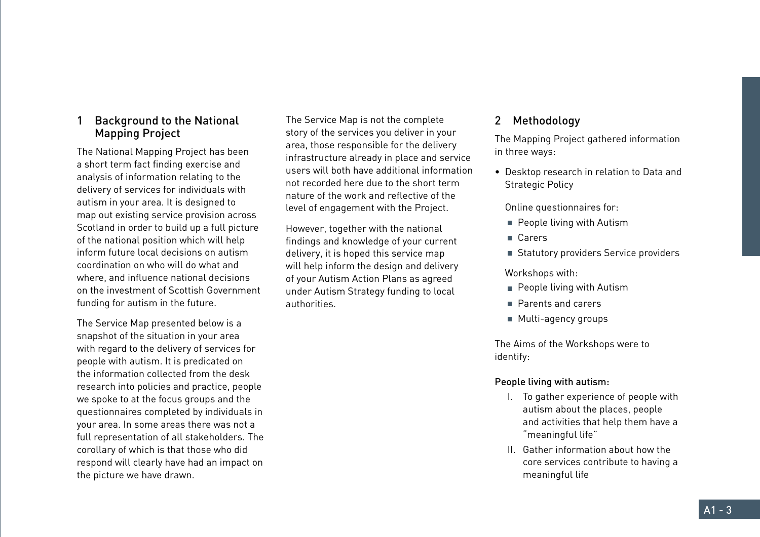## 1 Background to the National Mapping Project

The National Mapping Project has been a short term fact finding exercise and analysis of information relating to the delivery of services for individuals with autism in your area. It is designed to map out existing service provision across Scotland in order to build up a full picture of the national position which will help inform future local decisions on autism coordination on who will do what and where, and influence national decisions on the investment of Scottish Government funding for autism in the future.

The Service Map presented below is a snapshot of the situation in your area with regard to the delivery of services for people with autism. It is predicated on the information collected from the desk research into policies and practice, people we spoke to at the focus groups and the questionnaires completed by individuals in your area. In some areas there was not a full representation of all stakeholders. The corollary of which is that those who did respond will clearly have had an impact on the picture we have drawn.

The Service Map is not the complete story of the services you deliver in your area, those responsible for the delivery infrastructure already in place and service users will both have additional information not recorded here due to the short term nature of the work and reflective of the level of engagement with the Project.

However, together with the national findings and knowledge of your current delivery, it is hoped this service map will help inform the design and delivery of your Autism Action Plans as agreed under Autism Strategy funding to local authorities.

## 2 Methodology

The Mapping Project gathered information in three ways:

- Desktop research in relation to Data and Strategic Policy

  Online questionnaires for:
  - People living with Autism
  - Carers
  - Statutory providers Service providers

  Workshops with:
  - People living with Autism
  - Parents and carers
  - Multi-agency groups

The Aims of the Workshops were to identify:

**People living with autism:**

I. To gather experience of people with autism about the places, people and activities that help them have a "meaningful life"

II. Gather information about how the core services contribute to having a meaningful life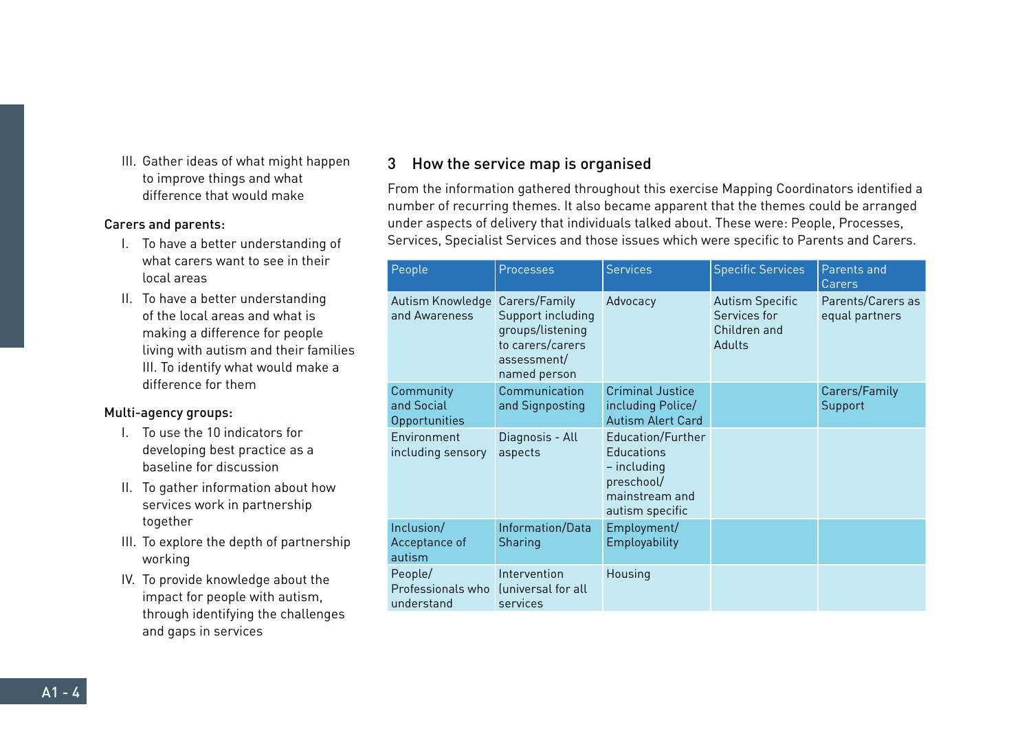III. Gather ideas of what might happen to improve things and what difference that would make

**Carers and parents:**

I. To have a better understanding of what carers want to see in their local areas

II. To have a better understanding of the local areas and what is making a difference for people living with autism and their families III. To identify what would make a difference for them

**Multi-agency groups:**

I. To use the 10 indicators for developing best practice as a baseline for discussion

II. To gather information about how services work in partnership together

III. To explore the depth of partnership working

IV. To provide knowledge about the impact for people with autism, through identifying the challenges and gaps in services

## 3 How the service map is organised

From the information gathered throughout this exercise Mapping Coordinators identified a number of recurring themes. It also became apparent that the themes could be arranged under aspects of delivery that individuals talked about. These were: People, Processes, Services, Specialist Services and those issues which were specific to Parents and Carers.

| People | Processes | Services | Specific Services | Parents and Carers |
|---|---|---|---|---|
| Autism Knowledge and Awareness | Carers/Family Support including groups/listening to carers/carers assessment/ named person | Advocacy | Autism Specific Services for Children and Adults | Parents/Carers as equal partners |
| Community and Social Opportunities | Communication and Signposting | Criminal Justice including Police/ Autism Alert Card | | Carers/Family Support |
| Environment including sensory | Diagnosis - All aspects | Education/Further Educations – including preschool/ mainstream and autism specific | | |
| Inclusion/ Acceptance of autism | Information/Data Sharing | Employment/ Employability | | |
| People/ Professionals who understand | Intervention (universal for all services | Housing | | |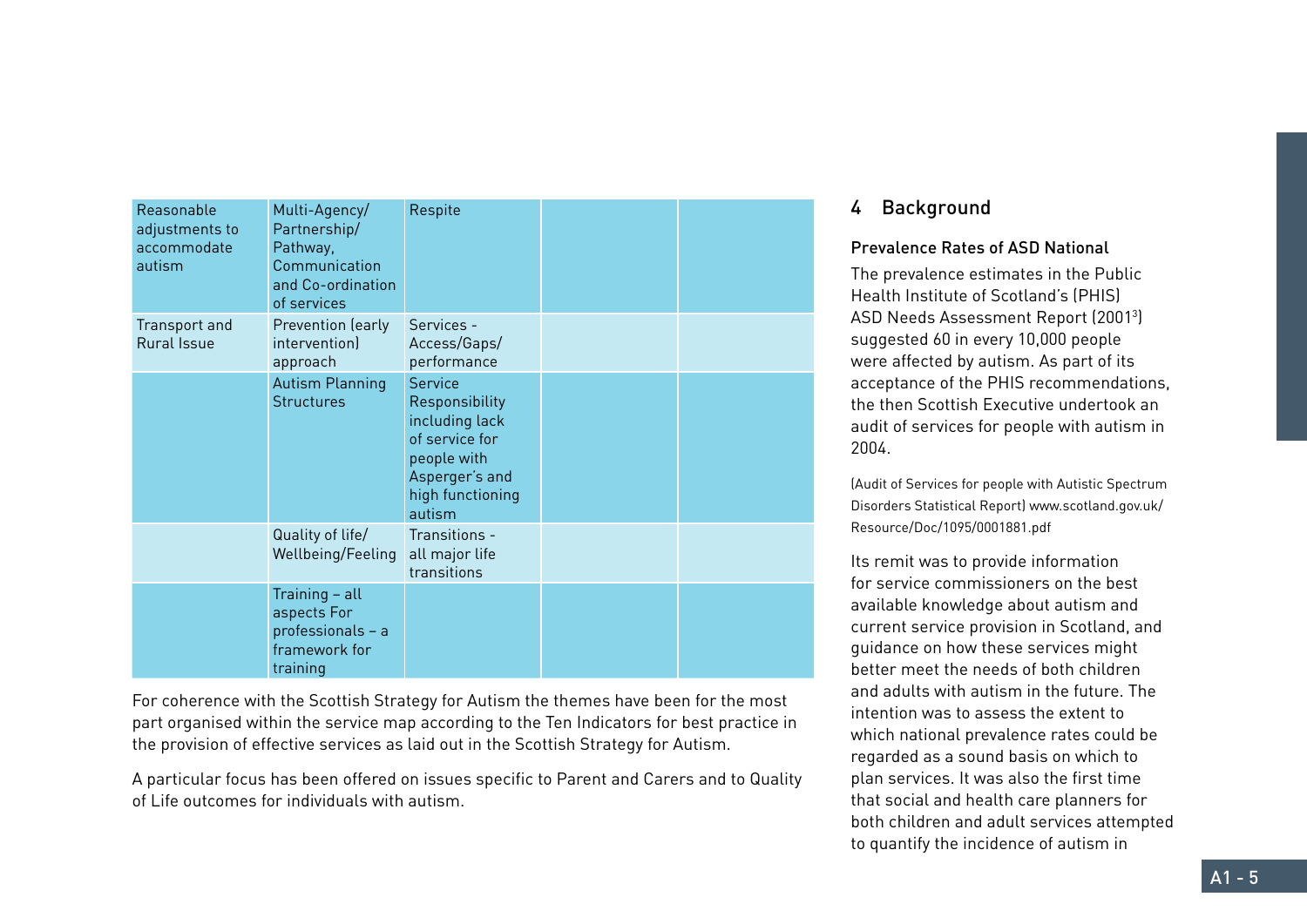| | | | | |
|---|---|---|---|---|
| Reasonable adjustments to accommodate autism | Multi-Agency/ Partnership/ Pathway, Communication and Co-ordination of services | Respite | | |
| Transport and Rural Issue | Prevention (early intervention) approach | Services - Access/Gaps/ performance | | |
| | Autism Planning Structures | Service Responsibility including lack of service for people with Asperger's and high functioning autism | | |
| | Quality of life/ Wellbeing/Feeling | Transitions - all major life transitions | | |
| | Training – all aspects For professionals – a framework for training | | | |

For coherence with the Scottish Strategy for Autism the themes have been for the most part organised within the service map according to the Ten Indicators for best practice in the provision of effective services as laid out in the Scottish Strategy for Autism.

A particular focus has been offered on issues specific to Parent and Carers and to Quality of Life outcomes for individuals with autism.

## 4 Background

### Prevalence Rates of ASD National

The prevalence estimates in the Public Health Institute of Scotland's (PHIS) ASD Needs Assessment Report (2001[3]) suggested 60 in every 10,000 people were affected by autism. As part of its acceptance of the PHIS recommendations, the then Scottish Executive undertook an audit of services for people with autism in 2004.

(Audit of Services for people with Autistic Spectrum Disorders Statistical Report) www.scotland.gov.uk/Resource/Doc/1095/0001881.pdf

Its remit was to provide information for service commissioners on the best available knowledge about autism and current service provision in Scotland, and guidance on how these services might better meet the needs of both children and adults with autism in the future. The intention was to assess the extent to which national prevalence rates could be regarded as a sound basis on which to plan services. It was also the first time that social and health care planners for both children and adult services attempted to quantify the incidence of autism in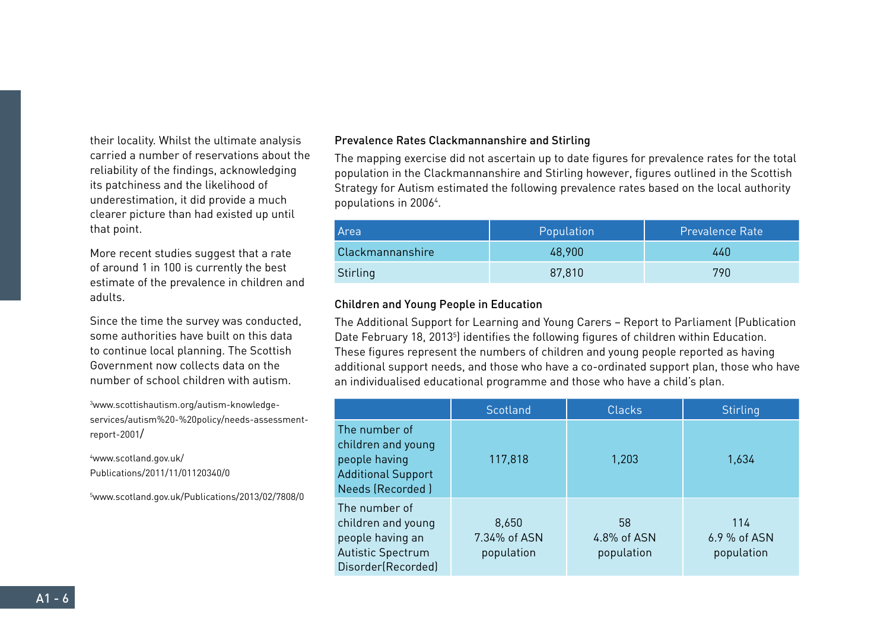their locality. Whilst the ultimate analysis carried a number of reservations about the reliability of the findings, acknowledging its patchiness and the likelihood of underestimation, it did provide a much clearer picture than had existed up until that point.

More recent studies suggest that a rate of around 1 in 100 is currently the best estimate of the prevalence in children and adults.

Since the time the survey was conducted, some authorities have built on this data to continue local planning. The Scottish Government now collects data on the number of school children with autism.

[3]www.scottishautism.org/autism-knowledge-services/autism%20-%20policy/needs-assessment-report-2001/

[4]www.scotland.gov.uk/Publications/2011/11/01120340/0

[5]www.scotland.gov.uk/Publications/2013/02/7808/0

### Prevalence Rates Clackmannanshire and Stirling

The mapping exercise did not ascertain up to date figures for prevalence rates for the total population in the Clackmannanshire and Stirling however, figures outlined in the Scottish Strategy for Autism estimated the following prevalence rates based on the local authority populations in 2006[4].

| Area | Population | Prevalence Rate |
|---|---|---|
| Clackmannanshire | 48,900 | 440 |
| Stirling | 87,810 | 790 |

### Children and Young People in Education

The Additional Support for Learning and Young Carers – Report to Parliament (Publication Date February 18, 2013[5]) identifies the following figures of children within Education. These figures represent the numbers of children and young people reported as having additional support needs, and those who have a co-ordinated support plan, those who have an individualised educational programme and those who have a child's plan.

| | Scotland | Clacks | Stirling |
|---|---|---|---|
| The number of children and young people having Additional Support Needs (Recorded ) | 117,818 | 1,203 | 1,634 |
| The number of children and young people having an Autistic Spectrum Disorder(Recorded) | 8,650<br>7.34% of ASN population | 58<br>4.8% of ASN population | 114<br>6.9 % of ASN population |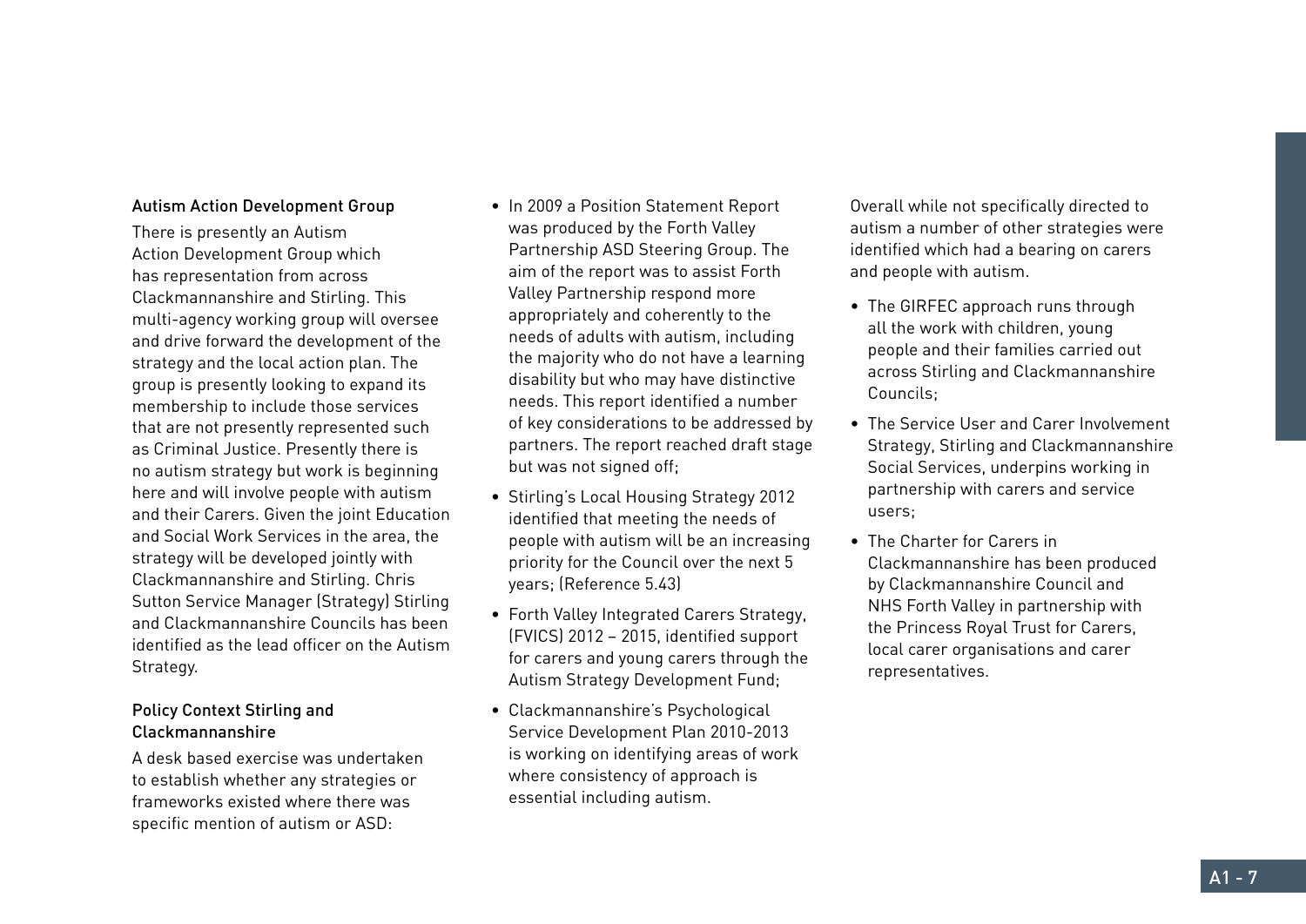### Autism Action Development Group

There is presently an Autism Action Development Group which has representation from across Clackmannanshire and Stirling. This multi-agency working group will oversee and drive forward the development of the strategy and the local action plan. The group is presently looking to expand its membership to include those services that are not presently represented such as Criminal Justice. Presently there is no autism strategy but work is beginning here and will involve people with autism and their Carers. Given the joint Education and Social Work Services in the area, the strategy will be developed jointly with Clackmannanshire and Stirling. Chris Sutton Service Manager (Strategy) Stirling and Clackmannanshire Councils has been identified as the lead officer on the Autism Strategy.

### Policy Context Stirling and Clackmannanshire

A desk based exercise was undertaken to establish whether any strategies or frameworks existed where there was specific mention of autism or ASD:

- In 2009 a Position Statement Report was produced by the Forth Valley Partnership ASD Steering Group. The aim of the report was to assist Forth Valley Partnership respond more appropriately and coherently to the needs of adults with autism, including the majority who do not have a learning disability but who may have distinctive needs. This report identified a number of key considerations to be addressed by partners. The report reached draft stage but was not signed off;
- Stirling's Local Housing Strategy 2012 identified that meeting the needs of people with autism will be an increasing priority for the Council over the next 5 years; (Reference 5.43)
- Forth Valley Integrated Carers Strategy, (FVICS) 2012 – 2015, identified support for carers and young carers through the Autism Strategy Development Fund;
- Clackmannanshire's Psychological Service Development Plan 2010-2013 is working on identifying areas of work where consistency of approach is essential including autism.

Overall while not specifically directed to autism a number of other strategies were identified which had a bearing on carers and people with autism.

- The GIRFEC approach runs through all the work with children, young people and their families carried out across Stirling and Clackmannanshire Councils;
- The Service User and Carer Involvement Strategy, Stirling and Clackmannanshire Social Services, underpins working in partnership with carers and service users;
- The Charter for Carers in Clackmannanshire has been produced by Clackmannanshire Council and NHS Forth Valley in partnership with the Princess Royal Trust for Carers, local carer organisations and carer representatives.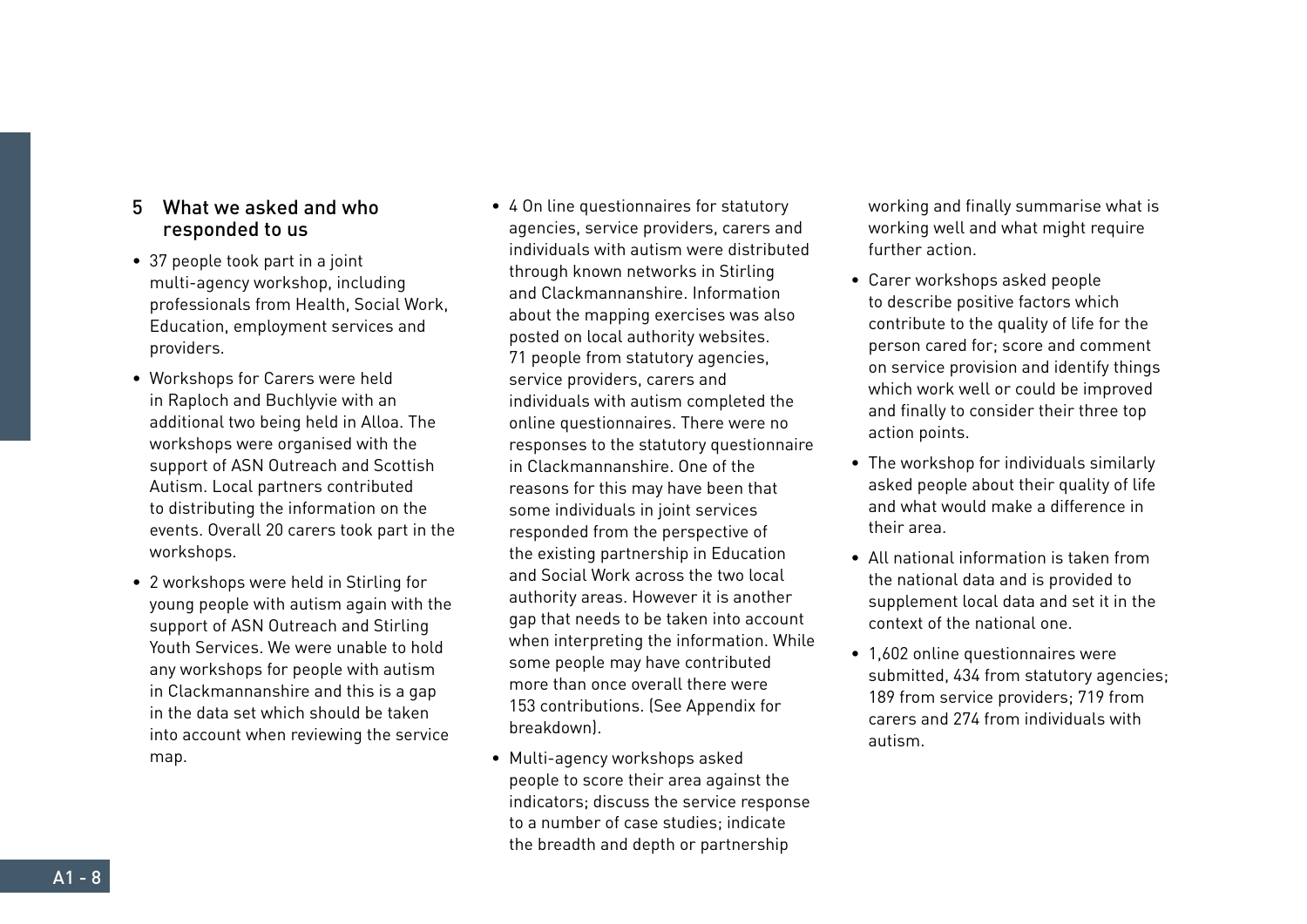## 5 What we asked and who responded to us

- 37 people took part in a joint multi-agency workshop, including professionals from Health, Social Work, Education, employment services and providers.
- Workshops for Carers were held in Raploch and Buchlyvie with an additional two being held in Alloa. The workshops were organised with the support of ASN Outreach and Scottish Autism. Local partners contributed to distributing the information on the events. Overall 20 carers took part in the workshops.
- 2 workshops were held in Stirling for young people with autism again with the support of ASN Outreach and Stirling Youth Services. We were unable to hold any workshops for people with autism in Clackmannanshire and this is a gap in the data set which should be taken into account when reviewing the service map.
- 4 On line questionnaires for statutory agencies, service providers, carers and individuals with autism were distributed through known networks in Stirling and Clackmannanshire. Information about the mapping exercises was also posted on local authority websites. 71 people from statutory agencies, service providers, carers and individuals with autism completed the online questionnaires. There were no responses to the statutory questionnaire in Clackmannanshire. One of the reasons for this may have been that some individuals in joint services responded from the perspective of the existing partnership in Education and Social Work across the two local authority areas. However it is another gap that needs to be taken into account when interpreting the information. While some people may have contributed more than once overall there were 153 contributions. (See Appendix for breakdown).
- Multi-agency workshops asked people to score their area against the indicators; discuss the service response to a number of case studies; indicate the breadth and depth or partnership working and finally summarise what is working well and what might require further action.
- Carer workshops asked people to describe positive factors which contribute to the quality of life for the person cared for; score and comment on service provision and identify things which work well or could be improved and finally to consider their three top action points.
- The workshop for individuals similarly asked people about their quality of life and what would make a difference in their area.
- All national information is taken from the national data and is provided to supplement local data and set it in the context of the national one.
- 1,602 online questionnaires were submitted, 434 from statutory agencies; 189 from service providers; 719 from carers and 274 from individuals with autism.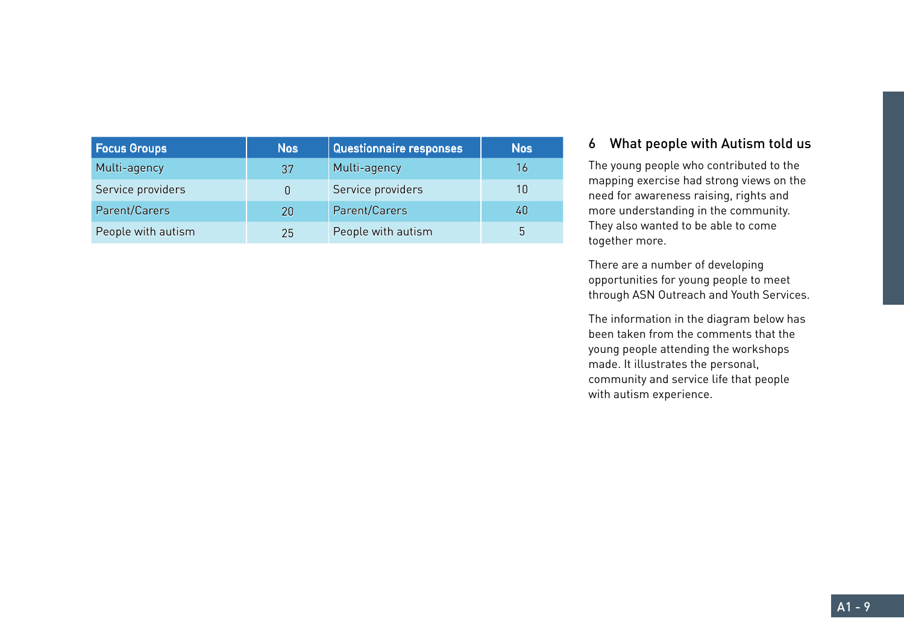| Focus Groups | Nos | Questionnaire responses | Nos |
|---|---|---|---|
| Multi-agency | 37 | Multi-agency | 16 |
| Service providers | 0 | Service providers | 10 |
| Parent/Carers | 20 | Parent/Carers | 40 |
| People with autism | 25 | People with autism | 5 |

## 6 What people with Autism told us

The young people who contributed to the mapping exercise had strong views on the need for awareness raising, rights and more understanding in the community. They also wanted to be able to come together more.

There are a number of developing opportunities for young people to meet through ASN Outreach and Youth Services.

The information in the diagram below has been taken from the comments that the young people attending the workshops made. It illustrates the personal, community and service life that people with autism experience.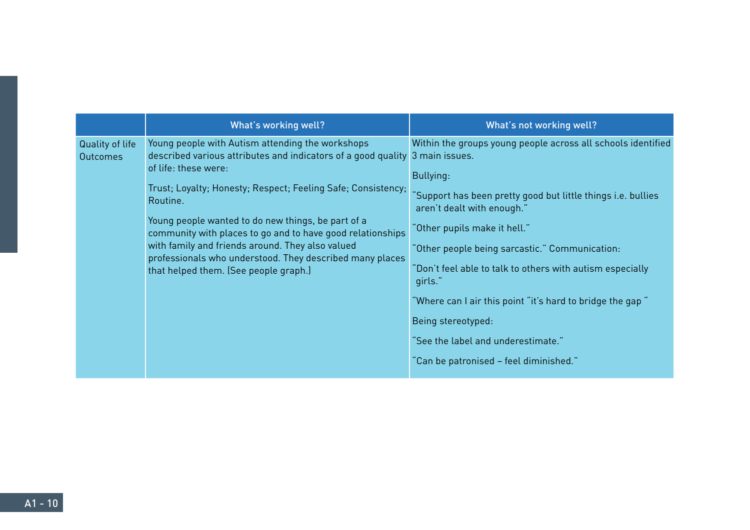| | What's working well? | What's not working well? |
|---|---|---|
| Quality of life Outcomes | Young people with Autism attending the workshops described various attributes and indicators of a good quality of life: these were:<br><br>Trust; Loyalty; Honesty; Respect; Feeling Safe; Consistency; Routine.<br><br>Young people wanted to do new things, be part of a community with places to go and to have good relationships with family and friends around. They also valued professionals who understood. They described many places that helped them. (See people graph.) | Within the groups young people across all schools identified 3 main issues.<br><br>Bullying:<br><br>"Support has been pretty good but little things i.e. bullies aren't dealt with enough."<br><br>"Other pupils make it hell."<br><br>"Other people being sarcastic." Communication:<br><br>"Don't feel able to talk to others with autism especially girls."<br><br>"Where can I air this point "it's hard to bridge the gap "<br><br>Being stereotyped:<br><br>"See the label and underestimate."<br><br>"Can be patronised – feel diminished." |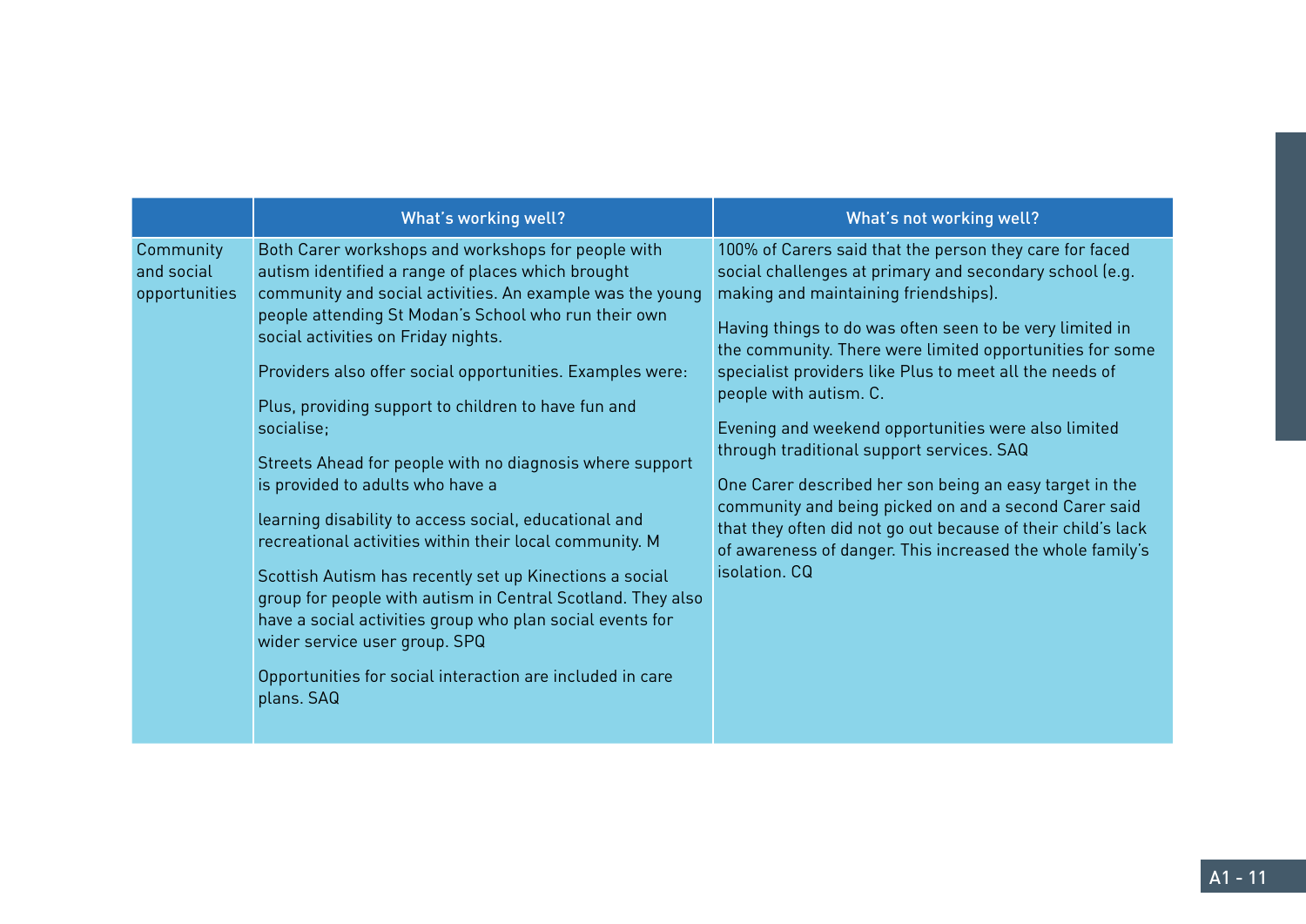| | What's working well? | What's not working well? |
|---|---|---|
| Community and social opportunities | Both Carer workshops and workshops for people with autism identified a range of places which brought community and social activities. An example was the young people attending St Modan's School who run their own social activities on Friday nights.<br><br>Providers also offer social opportunities. Examples were:<br><br>Plus, providing support to children to have fun and socialise;<br><br>Streets Ahead for people with no diagnosis where support is provided to adults who have a<br><br>learning disability to access social, educational and recreational activities within their local community. M<br><br>Scottish Autism has recently set up Kinections a social group for people with autism in Central Scotland. They also have a social activities group who plan social events for wider service user group. SPQ<br><br>Opportunities for social interaction are included in care plans. SAQ | 100% of Carers said that the person they care for faced social challenges at primary and secondary school (e.g. making and maintaining friendships).<br><br>Having things to do was often seen to be very limited in the community. There were limited opportunities for some specialist providers like Plus to meet all the needs of people with autism. C.<br><br>Evening and weekend opportunities were also limited through traditional support services. SAQ<br><br>One Carer described her son being an easy target in the community and being picked on and a second Carer said that they often did not go out because of their child's lack of awareness of danger. This increased the whole family's isolation. CQ |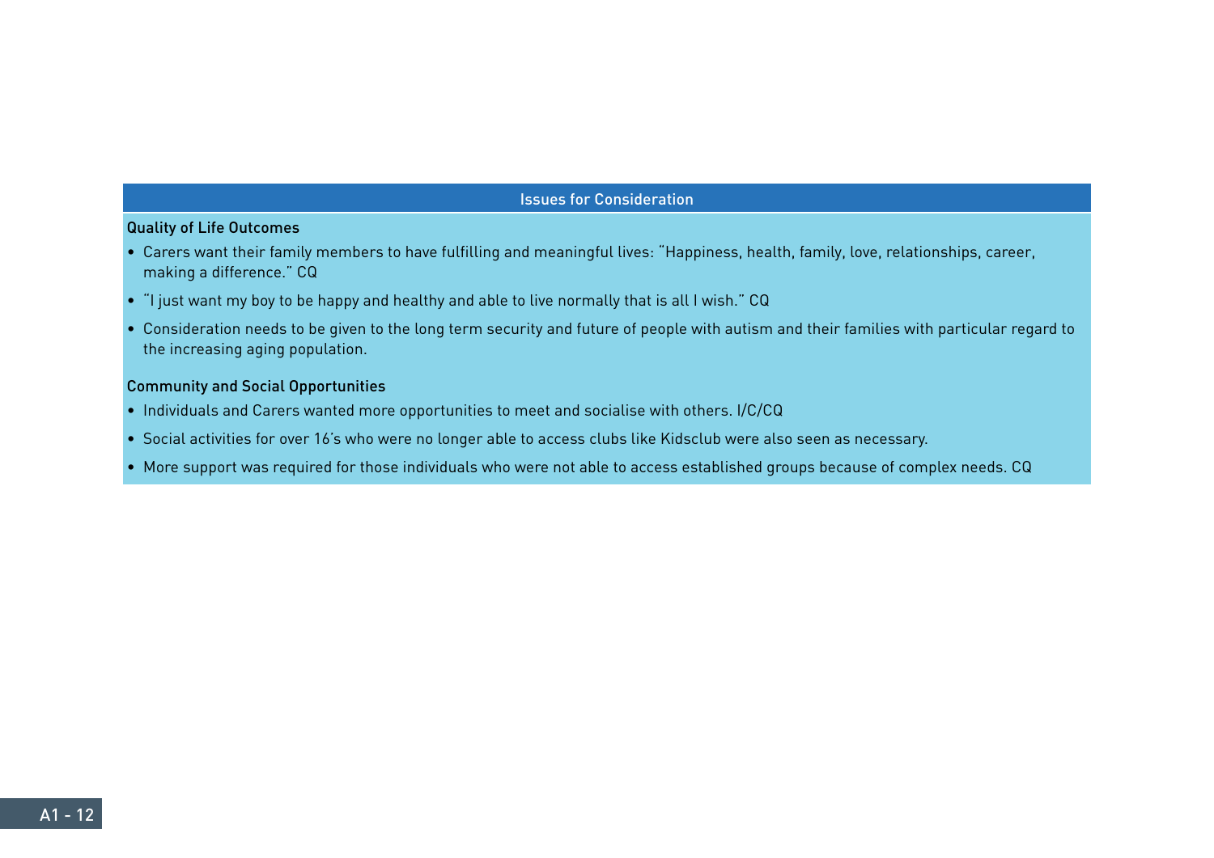## Issues for Consideration

**Quality of Life Outcomes**

- Carers want their family members to have fulfilling and meaningful lives: "Happiness, health, family, love, relationships, career, making a difference." CQ
- "I just want my boy to be happy and healthy and able to live normally that is all I wish." CQ
- Consideration needs to be given to the long term security and future of people with autism and their families with particular regard to the increasing aging population.

**Community and Social Opportunities**

- Individuals and Carers wanted more opportunities to meet and socialise with others. I/C/CQ
- Social activities for over 16's who were no longer able to access clubs like Kidsclub were also seen as necessary.
- More support was required for those individuals who were not able to access established groups because of complex needs. CQ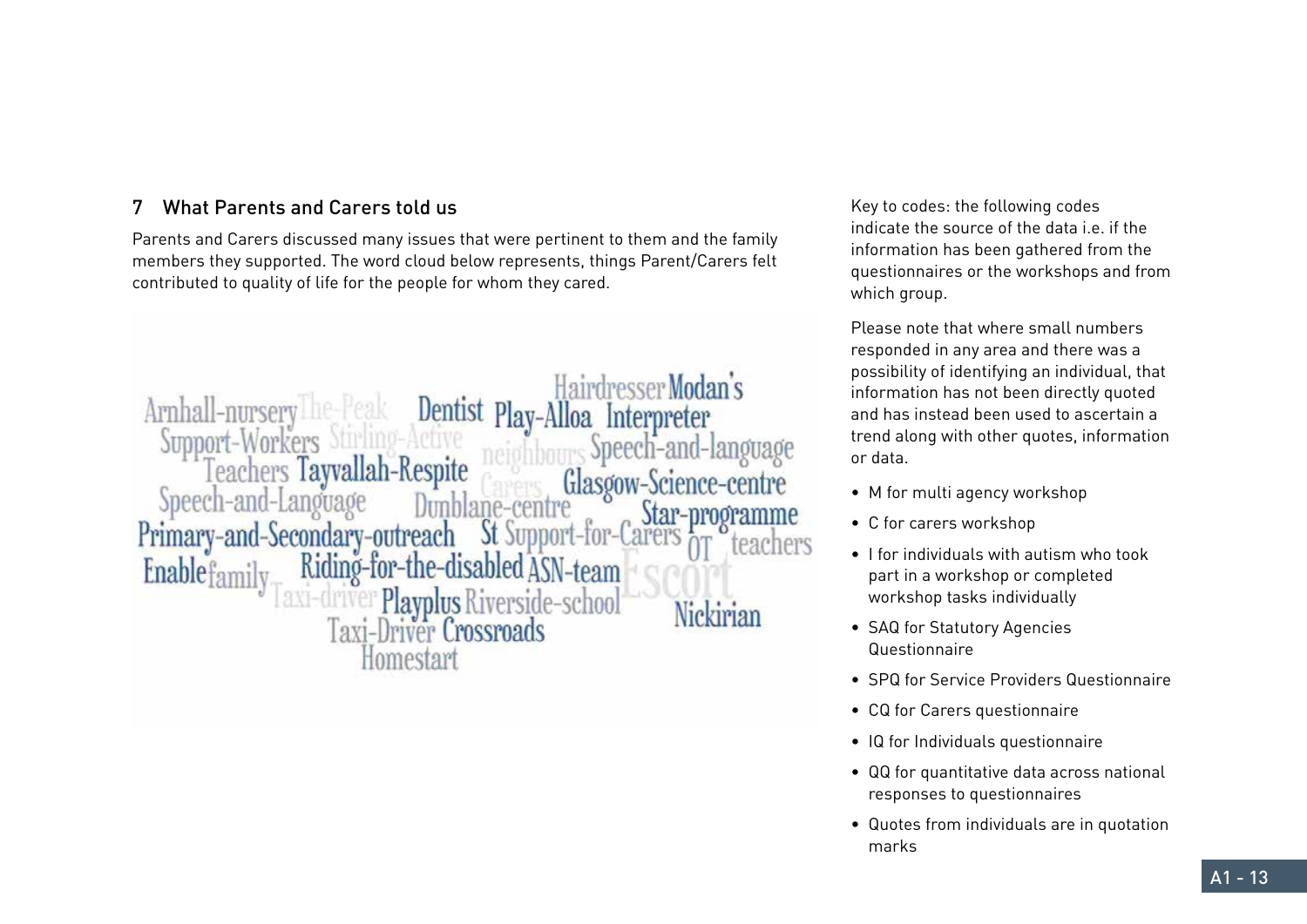## 7 What Parents and Carers told us

Parents and Carers discussed many issues that were pertinent to them and the family members they supported. The word cloud below represents, things Parent/Carers felt contributed to quality of life for the people for whom they cared.

Key to codes: the following codes indicate the source of the data i.e. if the information has been gathered from the questionnaires or the workshops and from which group.

Please note that where small numbers responded in any area and there was a possibility of identifying an individual, that information has not been directly quoted and has instead been used to ascertain a trend along with other quotes, information or data.

- M for multi agency workshop
- C for carers workshop
- I for individuals with autism who took part in a workshop or completed workshop tasks individually
- SAQ for Statutory Agencies Questionnaire
- SPQ for Service Providers Questionnaire
- CQ for Carers questionnaire
- IQ for Individuals questionnaire
- QQ for quantitative data across national responses to questionnaires
- Quotes from individuals are in quotation marks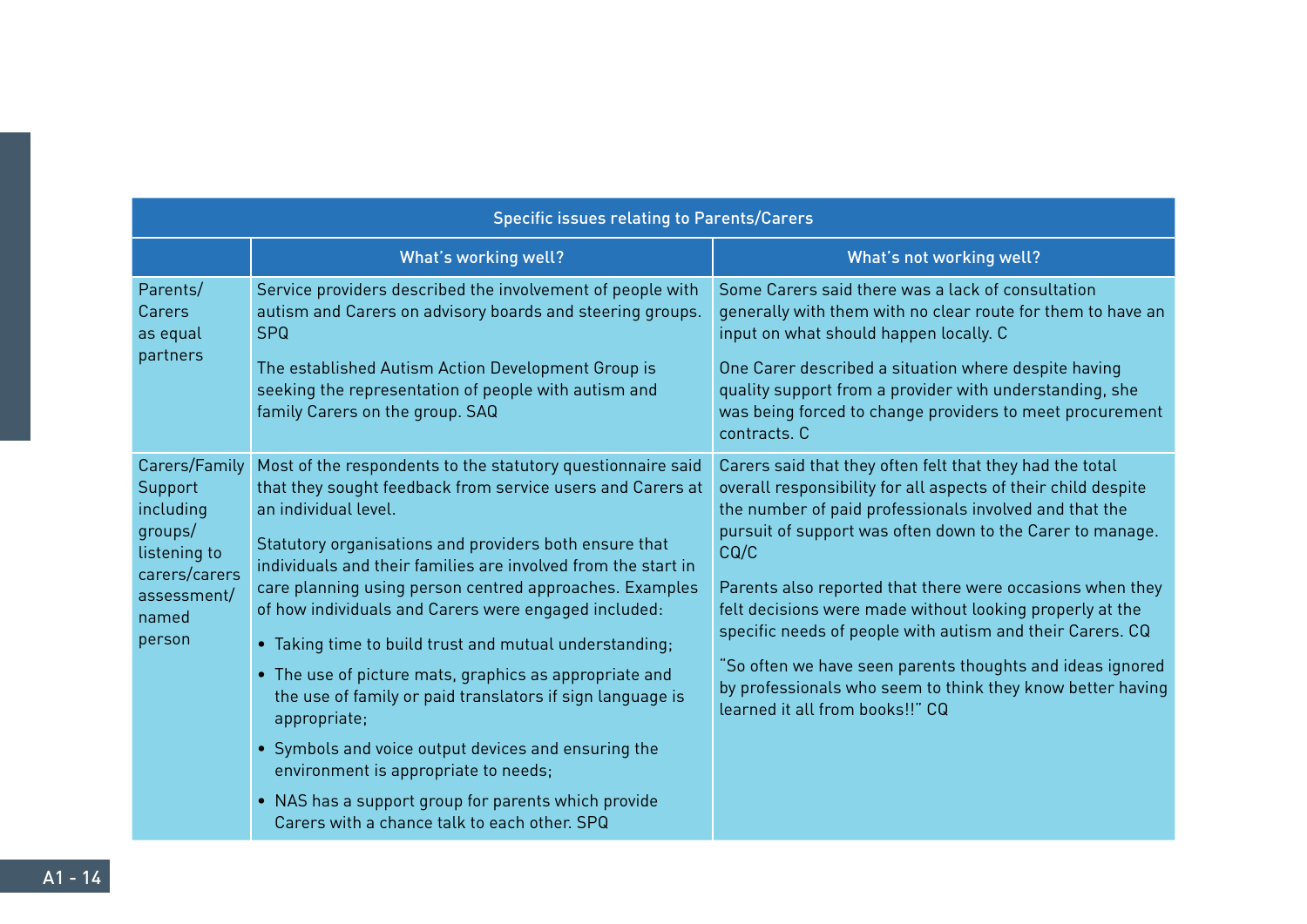| Specific issues relating to Parents/Carers | | |
|---|---|---|
| | **What's working well?** | **What's not working well?** |
| Parents/ Carers as equal partners | Service providers described the involvement of people with autism and Carers on advisory boards and steering groups. SPQ<br><br>The established Autism Action Development Group is seeking the representation of people with autism and family Carers on the group. SAQ | Some Carers said there was a lack of consultation generally with them with no clear route for them to have an input on what should happen locally. C<br><br>One Carer described a situation where despite having quality support from a provider with understanding, she was being forced to change providers to meet procurement contracts. C |
| Carers/Family Support including groups/ listening to carers/carers assessment/ named person | Most of the respondents to the statutory questionnaire said that they sought feedback from service users and Carers at an individual level.<br><br>Statutory organisations and providers both ensure that individuals and their families are involved from the start in care planning using person centred approaches. Examples of how individuals and Carers were engaged included:<br><br>• Taking time to build trust and mutual understanding;<br>• The use of picture mats, graphics as appropriate and the use of family or paid translators if sign language is appropriate;<br>• Symbols and voice output devices and ensuring the environment is appropriate to needs;<br>• NAS has a support group for parents which provide Carers with a chance talk to each other. SPQ | Carers said that they often felt that they had the total overall responsibility for all aspects of their child despite the number of paid professionals involved and that the pursuit of support was often down to the Carer to manage. CQ/C<br><br>Parents also reported that there were occasions when they felt decisions were made without looking properly at the specific needs of people with autism and their Carers. CQ<br><br>"So often we have seen parents thoughts and ideas ignored by professionals who seem to think they know better having learned it all from books!!" CQ |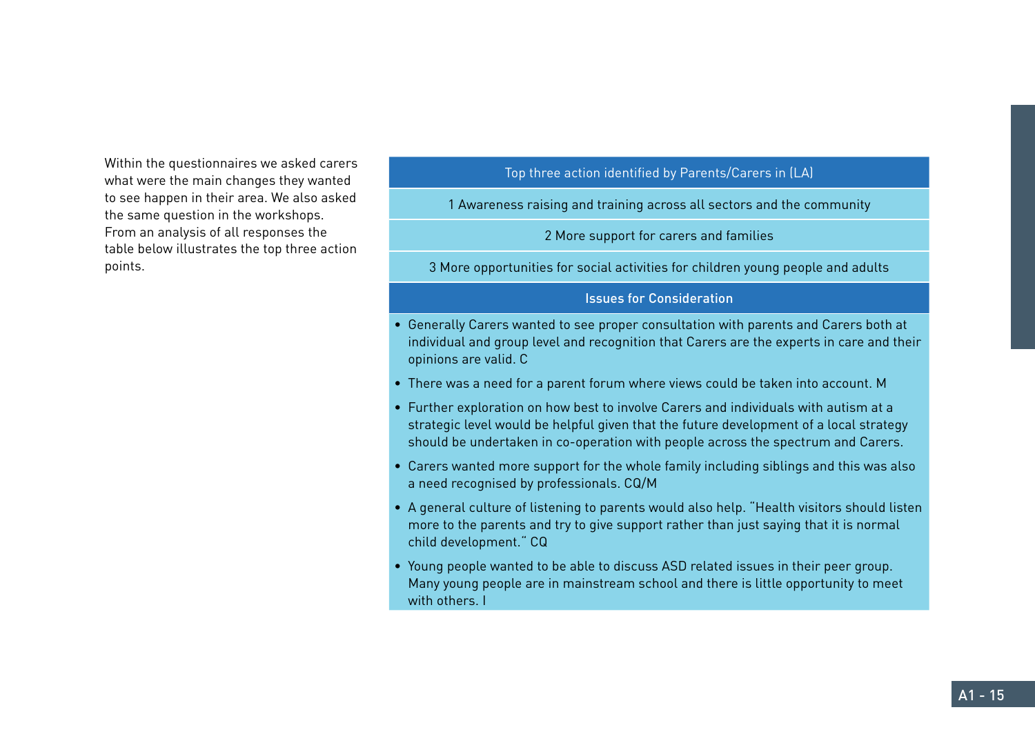Within the questionnaires we asked carers what were the main changes they wanted to see happen in their area. We also asked the same question in the workshops. From an analysis of all responses the table below illustrates the top three action points.

| Top three action identified by Parents/Carers in (LA) |
| --- |
| 1 Awareness raising and training across all sectors and the community |
| 2 More support for carers and families |
| 3 More opportunities for social activities for children young people and adults |

**Issues for Consideration**

- Generally Carers wanted to see proper consultation with parents and Carers both at individual and group level and recognition that Carers are the experts in care and their opinions are valid. C
- There was a need for a parent forum where views could be taken into account. M
- Further exploration on how best to involve Carers and individuals with autism at a strategic level would be helpful given that the future development of a local strategy should be undertaken in co-operation with people across the spectrum and Carers.
- Carers wanted more support for the whole family including siblings and this was also a need recognised by professionals. CQ/M
- A general culture of listening to parents would also help. "Health visitors should listen more to the parents and try to give support rather than just saying that it is normal child development." CQ
- Young people wanted to be able to discuss ASD related issues in their peer group. Many young people are in mainstream school and there is little opportunity to meet with others. I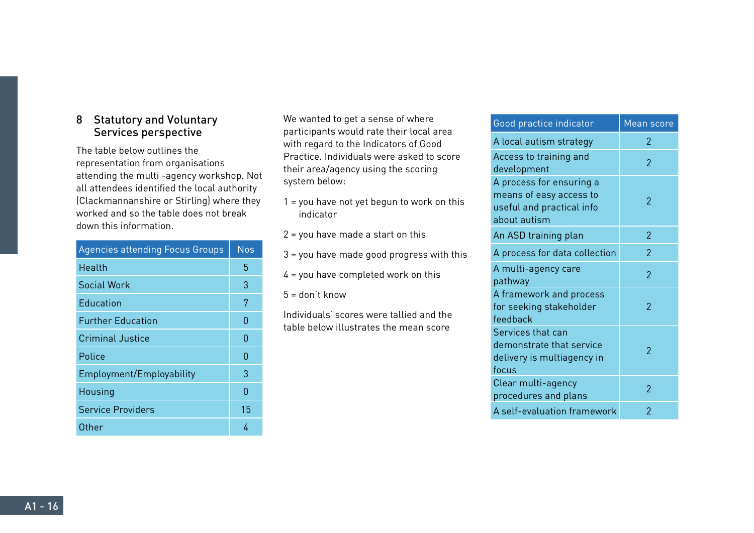## 8 Statutory and Voluntary Services perspective

The table below outlines the representation from organisations attending the multi -agency workshop. Not all attendees identified the local authority (Clackmannanshire or Stirling) where they worked and so the table does not break down this information.

| Agencies attending Focus Groups | Nos |
|---|---|
| Health | 5 |
| Social Work | 3 |
| Education | 7 |
| Further Education | 0 |
| Criminal Justice | 0 |
| Police | 0 |
| Employment/Employability | 3 |
| Housing | 0 |
| Service Providers | 15 |
| Other | 4 |

We wanted to get a sense of where participants would rate their local area with regard to the Indicators of Good Practice. Individuals were asked to score their area/agency using the scoring system below:

1 = you have not yet begun to work on this indicator

2 = you have made a start on this

3 = you have made good progress with this

4 = you have completed work on this

5 = don't know

Individuals' scores were tallied and the table below illustrates the mean score

| Good practice indicator | Mean score |
|---|---|
| A local autism strategy | 2 |
| Access to training and development | 2 |
| A process for ensuring a means of easy access to useful and practical info about autism | 2 |
| An ASD training plan | 2 |
| A process for data collection | 2 |
| A multi-agency care pathway | 2 |
| A framework and process for seeking stakeholder feedback | 2 |
| Services that can demonstrate that service delivery is multiagency in focus | 2 |
| Clear multi-agency procedures and plans | 2 |
| A self-evaluation framework | 2 |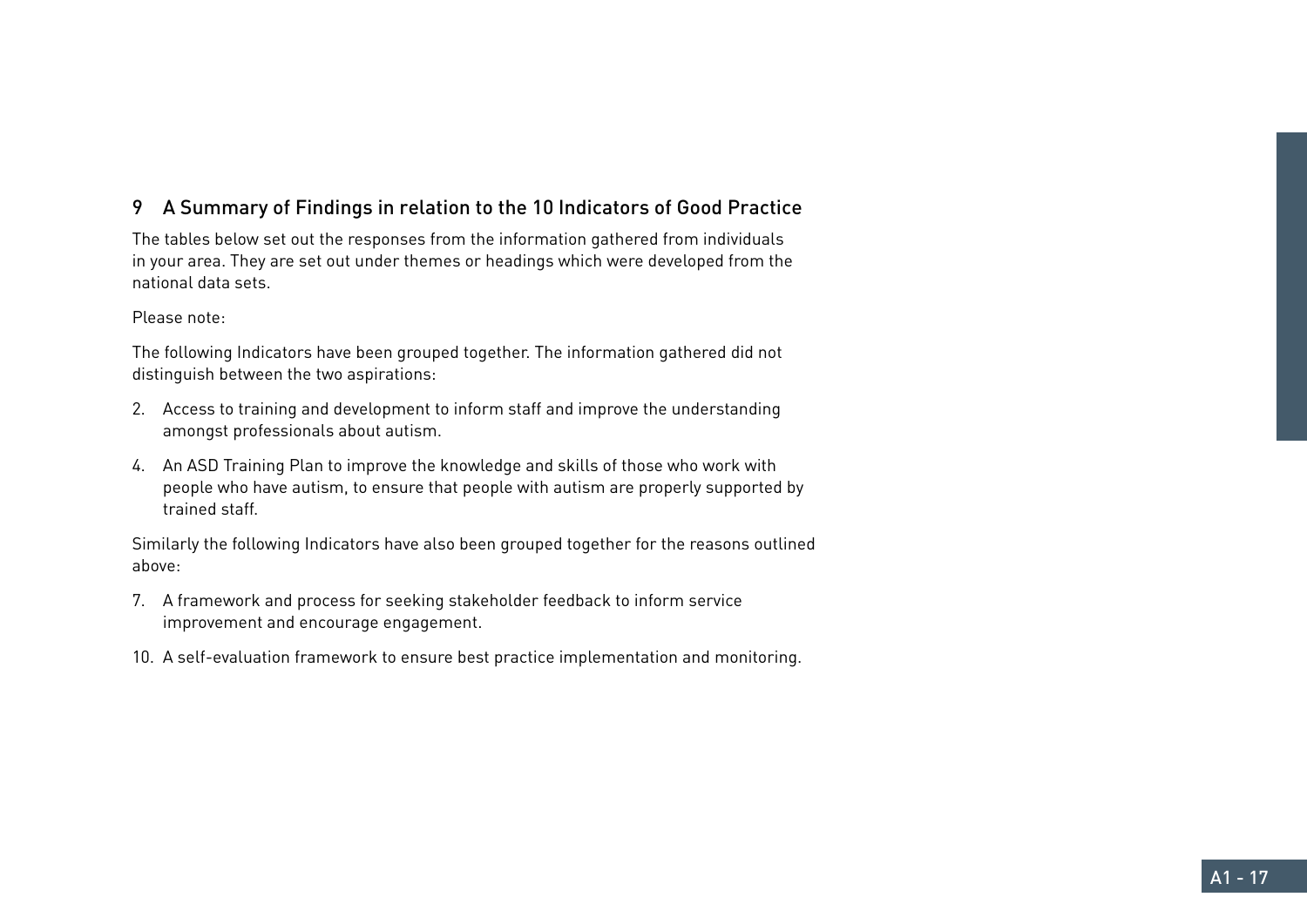## 9 A Summary of Findings in relation to the 10 Indicators of Good Practice

The tables below set out the responses from the information gathered from individuals in your area. They are set out under themes or headings which were developed from the national data sets.

Please note:

The following Indicators have been grouped together. The information gathered did not distinguish between the two aspirations:

2. Access to training and development to inform staff and improve the understanding amongst professionals about autism.

4. An ASD Training Plan to improve the knowledge and skills of those who work with people who have autism, to ensure that people with autism are properly supported by trained staff.

Similarly the following Indicators have also been grouped together for the reasons outlined above:

7. A framework and process for seeking stakeholder feedback to inform service improvement and encourage engagement.

10. A self-evaluation framework to ensure best practice implementation and monitoring.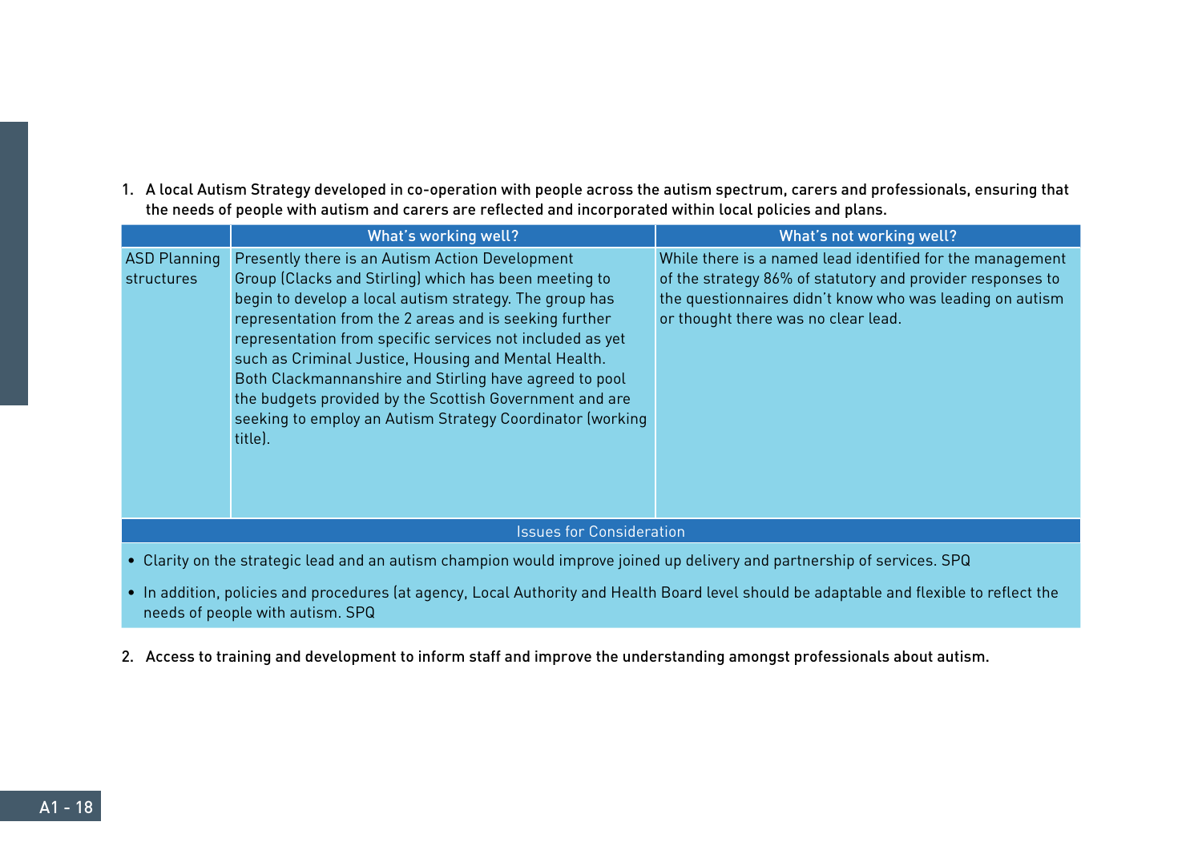1. A local Autism Strategy developed in co-operation with people across the autism spectrum, carers and professionals, ensuring that the needs of people with autism and carers are reflected and incorporated within local policies and plans.

| | What's working well? | What's not working well? |
|---|---|---|
| ASD Planning structures | Presently there is an Autism Action Development Group (Clacks and Stirling) which has been meeting to begin to develop a local autism strategy. The group has representation from the 2 areas and is seeking further representation from specific services not included as yet such as Criminal Justice, Housing and Mental Health. Both Clackmannanshire and Stirling have agreed to pool the budgets provided by the Scottish Government and are seeking to employ an Autism Strategy Coordinator (working title). | While there is a named lead identified for the management of the strategy 86% of statutory and provider responses to the questionnaires didn't know who was leading on autism or thought there was no clear lead. |

**Issues for Consideration**

- Clarity on the strategic lead and an autism champion would improve joined up delivery and partnership of services. SPQ
- In addition, policies and procedures (at agency, Local Authority and Health Board level should be adaptable and flexible to reflect the needs of people with autism. SPQ

2. Access to training and development to inform staff and improve the understanding amongst professionals about autism.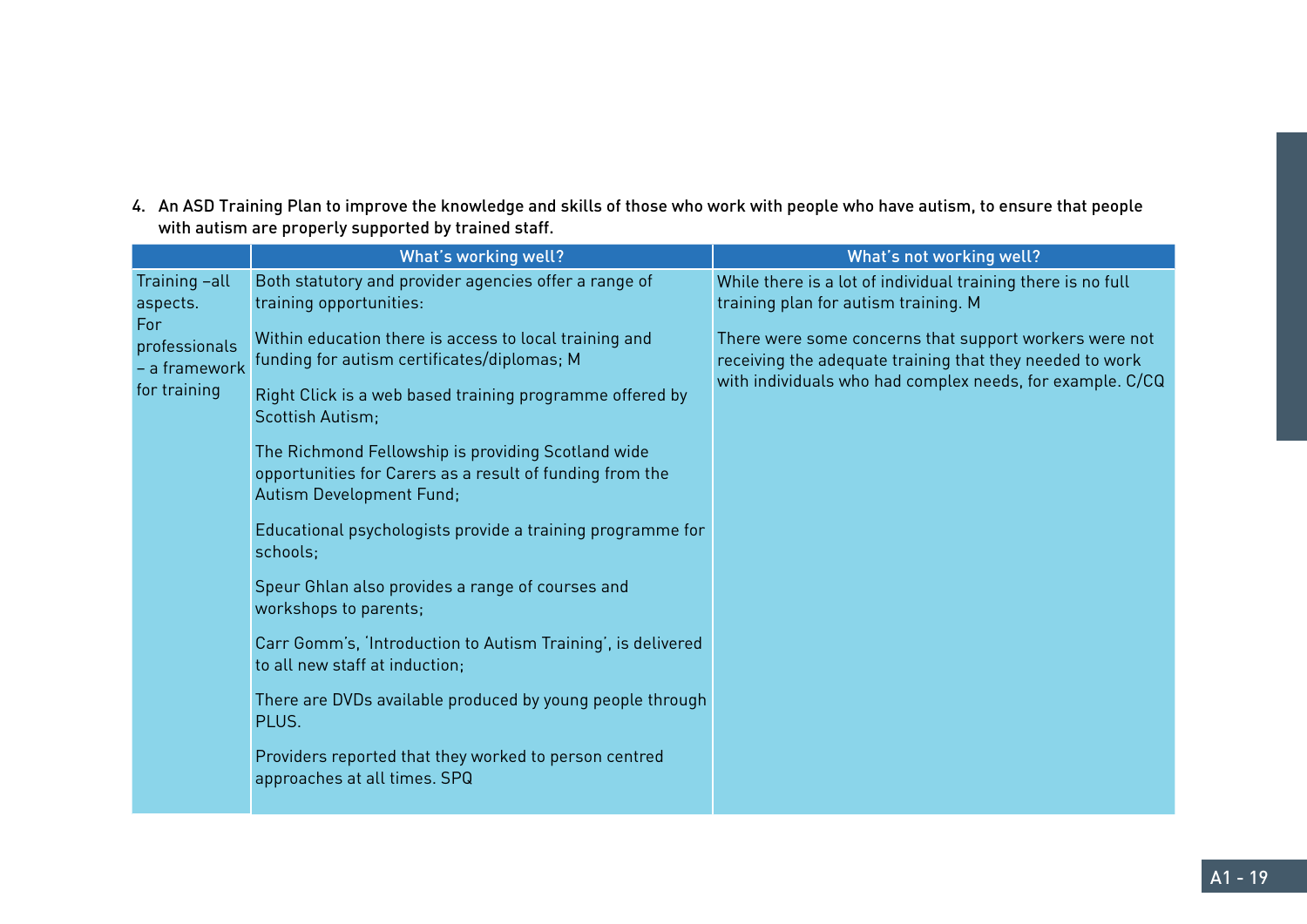4. An ASD Training Plan to improve the knowledge and skills of those who work with people who have autism, to ensure that people with autism are properly supported by trained staff.

| | What's working well? | What's not working well? |
|---|---|---|
| Training –all aspects. For professionals – a framework for training | Both statutory and provider agencies offer a range of training opportunities:<br><br>Within education there is access to local training and funding for autism certificates/diplomas; M<br><br>Right Click is a web based training programme offered by Scottish Autism;<br><br>The Richmond Fellowship is providing Scotland wide opportunities for Carers as a result of funding from the Autism Development Fund;<br><br>Educational psychologists provide a training programme for schools;<br><br>Speur Ghlan also provides a range of courses and workshops to parents;<br><br>Carr Gomm's, 'Introduction to Autism Training', is delivered to all new staff at induction;<br><br>There are DVDs available produced by young people through PLUS.<br><br>Providers reported that they worked to person centred approaches at all times. SPQ | While there is a lot of individual training there is no full training plan for autism training. M<br><br>There were some concerns that support workers were not receiving the adequate training that they needed to work with individuals who had complex needs, for example. C/CQ |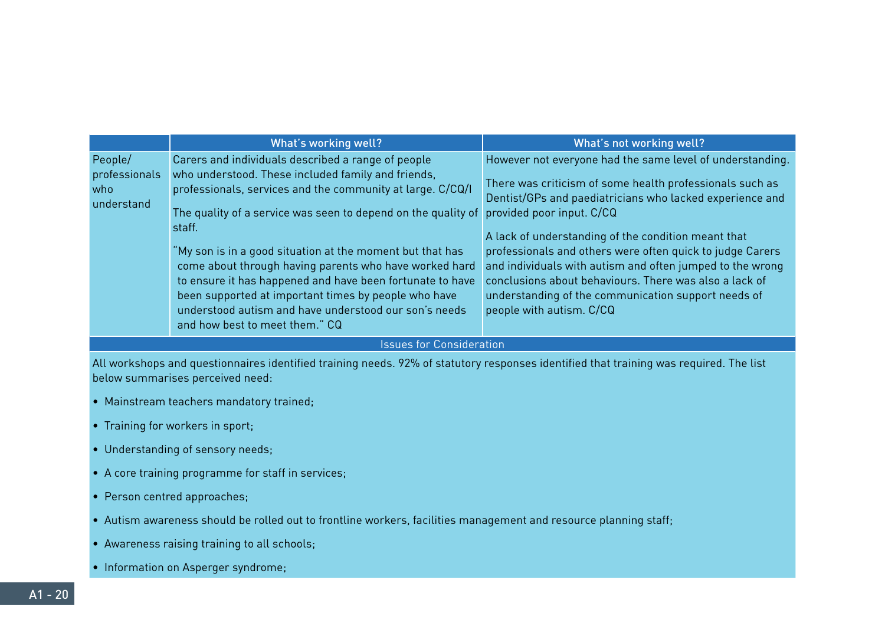| | What's working well? | What's not working well? |
|---|---|---|
| People/ professionals who understand | Carers and individuals described a range of people who understood. These included family and friends, professionals, services and the community at large. C/CQ/I<br><br>The quality of a service was seen to depend on the quality of staff.<br><br>"My son is in a good situation at the moment but that has come about through having parents who have worked hard to ensure it has happened and have been fortunate to have been supported at important times by people who have understood autism and have understood our son's needs and how best to meet them." CQ | However not everyone had the same level of understanding.<br><br>There was criticism of some health professionals such as Dentist/GPs and paediatricians who lacked experience and provided poor input. C/CQ<br><br>A lack of understanding of the condition meant that professionals and others were often quick to judge Carers and individuals with autism and often jumped to the wrong conclusions about behaviours. There was also a lack of understanding of the communication support needs of people with autism. C/CQ |

**Issues for Consideration**

All workshops and questionnaires identified training needs. 92% of statutory responses identified that training was required. The list below summarises perceived need:

- Mainstream teachers mandatory trained;
- Training for workers in sport;
- Understanding of sensory needs;
- A core training programme for staff in services;
- Person centred approaches;
- Autism awareness should be rolled out to frontline workers, facilities management and resource planning staff;
- Awareness raising training to all schools;
- Information on Asperger syndrome;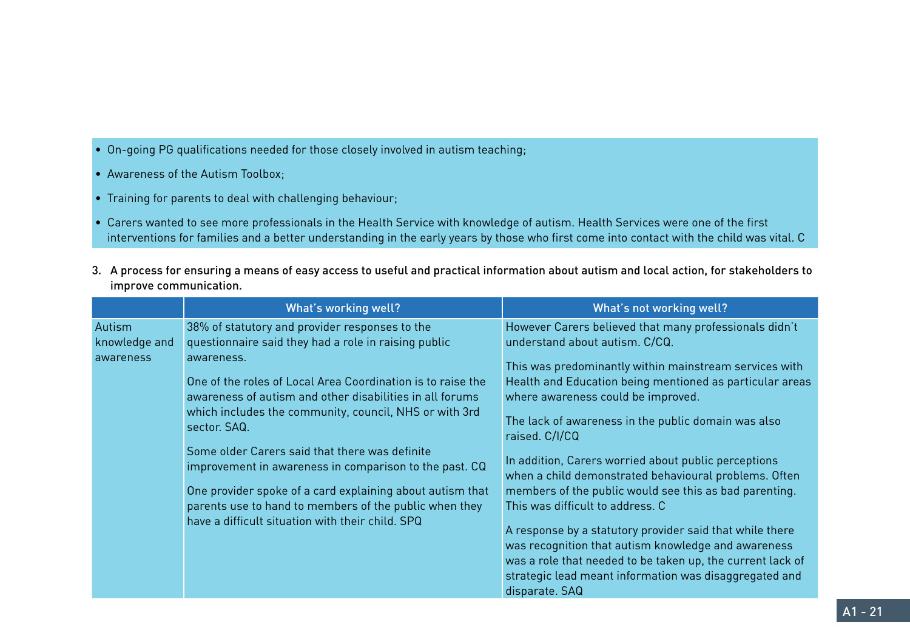- On-going PG qualifications needed for those closely involved in autism teaching;
- Awareness of the Autism Toolbox;
- Training for parents to deal with challenging behaviour;
- Carers wanted to see more professionals in the Health Service with knowledge of autism. Health Services were one of the first interventions for families and a better understanding in the early years by those who first come into contact with the child was vital. C

3. A process for ensuring a means of easy access to useful and practical information about autism and local action, for stakeholders to improve communication.

| | What's working well? | What's not working well? |
|---|---|---|
| Autism knowledge and awareness | 38% of statutory and provider responses to the questionnaire said they had a role in raising public awareness.<br><br>One of the roles of Local Area Coordination is to raise the awareness of autism and other disabilities in all forums which includes the community, council, NHS or with 3rd sector. SAQ.<br><br>Some older Carers said that there was definite improvement in awareness in comparison to the past. CQ<br><br>One provider spoke of a card explaining about autism that parents use to hand to members of the public when they have a difficult situation with their child. SPQ | However Carers believed that many professionals didn't understand about autism. C/CQ.<br><br>This was predominantly within mainstream services with Health and Education being mentioned as particular areas where awareness could be improved.<br><br>The lack of awareness in the public domain was also raised. C/I/CQ<br><br>In addition, Carers worried about public perceptions when a child demonstrated behavioural problems. Often members of the public would see this as bad parenting. This was difficult to address. C<br><br>A response by a statutory provider said that while there was recognition that autism knowledge and awareness was a role that needed to be taken up, the current lack of strategic lead meant information was disaggregated and disparate. SAQ |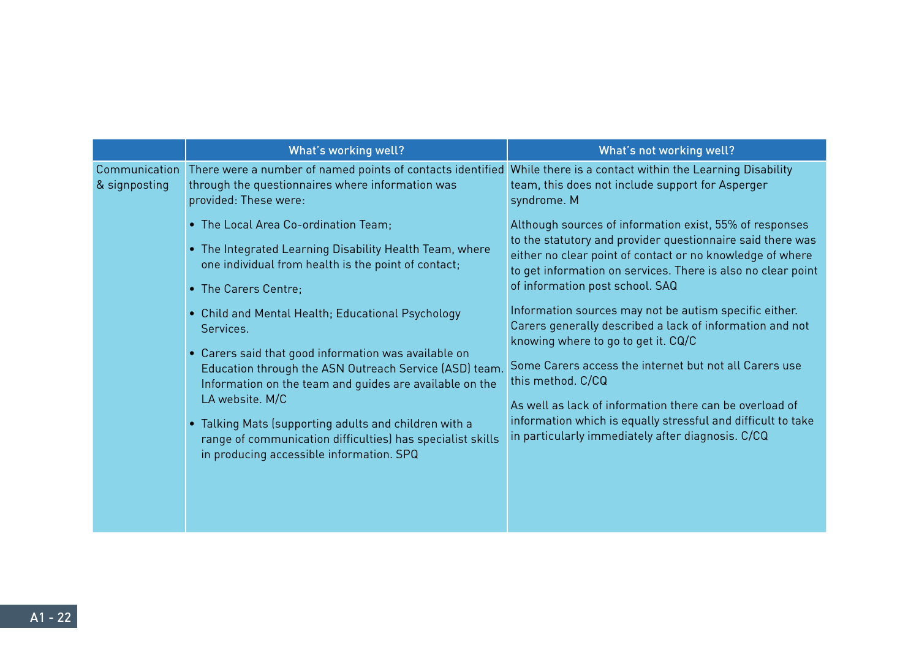| | What's working well? | What's not working well? |
|---|---|---|
| Communication & signposting | There were a number of named points of contacts identified through the questionnaires where information was provided: These were:<br><br>• The Local Area Co-ordination Team;<br>• The Integrated Learning Disability Health Team, where one individual from health is the point of contact;<br>• The Carers Centre;<br>• Child and Mental Health; Educational Psychology Services.<br>• Carers said that good information was available on Education through the ASN Outreach Service (ASD) team. Information on the team and guides are available on the LA website. M/C<br>• Talking Mats (supporting adults and children with a range of communication difficulties) has specialist skills in producing accessible information. SPQ | While there is a contact within the Learning Disability team, this does not include support for Asperger syndrome. M<br><br>Although sources of information exist, 55% of responses to the statutory and provider questionnaire said there was either no clear point of contact or no knowledge of where to get information on services. There is also no clear point of information post school. SAQ<br><br>Information sources may not be autism specific either. Carers generally described a lack of information and not knowing where to go to get it. CQ/C<br><br>Some Carers access the internet but not all Carers use this method. C/CQ<br><br>As well as lack of information there can be overload of information which is equally stressful and difficult to take in particularly immediately after diagnosis. C/CQ |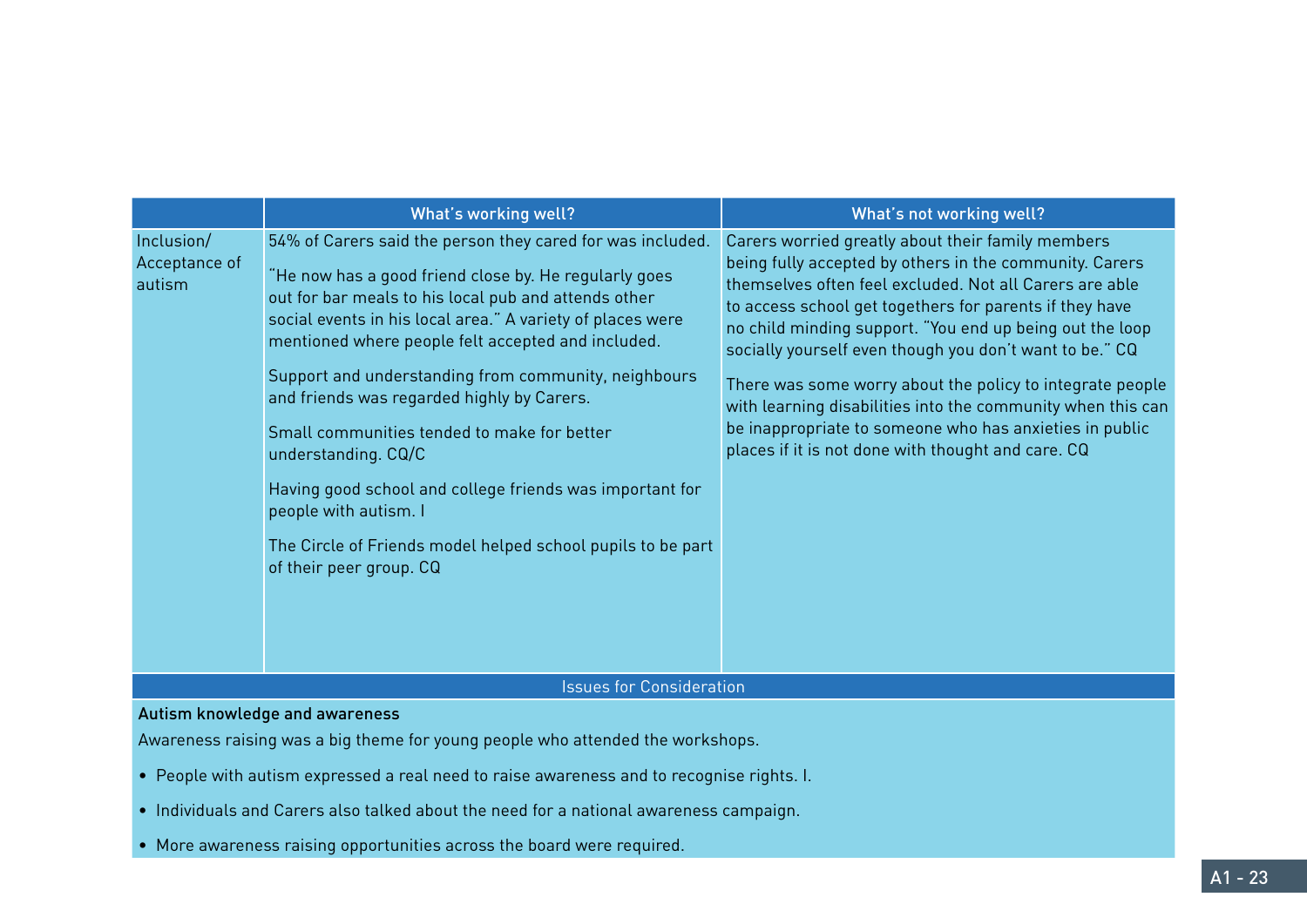| | What's working well? | What's not working well? |
|---|---|---|
| Inclusion/ Acceptance of autism | 54% of Carers said the person they cared for was included.<br><br>"He now has a good friend close by. He regularly goes out for bar meals to his local pub and attends other social events in his local area." A variety of places were mentioned where people felt accepted and included.<br><br>Support and understanding from community, neighbours and friends was regarded highly by Carers.<br><br>Small communities tended to make for better understanding. CQ/C<br><br>Having good school and college friends was important for people with autism. I<br><br>The Circle of Friends model helped school pupils to be part of their peer group. CQ | Carers worried greatly about their family members being fully accepted by others in the community. Carers themselves often feel excluded. Not all Carers are able to access school get togethers for parents if they have no child minding support. "You end up being out the loop socially yourself even though you don't want to be." CQ<br><br>There was some worry about the policy to integrate people with learning disabilities into the community when this can be inappropriate to someone who has anxieties in public places if it is not done with thought and care. CQ |

## Issues for Consideration

**Autism knowledge and awareness**

Awareness raising was a big theme for young people who attended the workshops.

- People with autism expressed a real need to raise awareness and to recognise rights. I.
- Individuals and Carers also talked about the need for a national awareness campaign.
- More awareness raising opportunities across the board were required.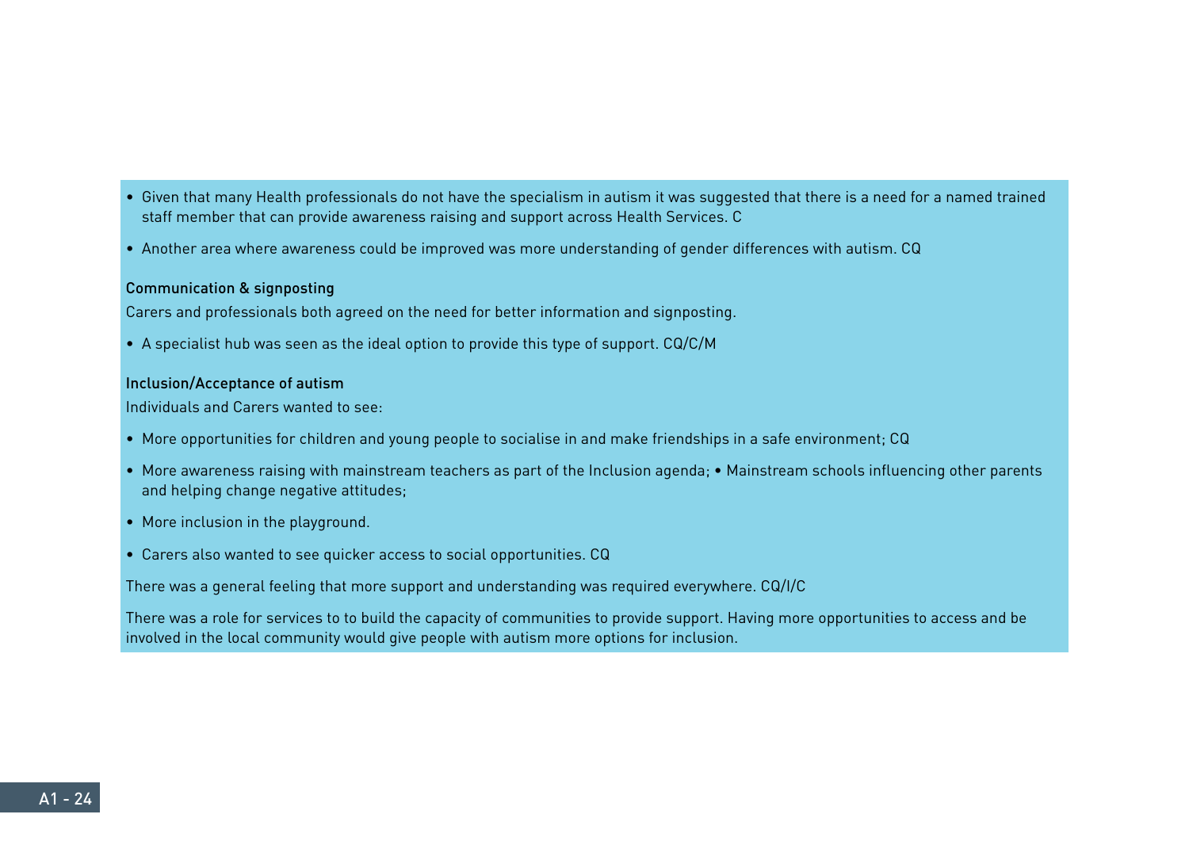- Given that many Health professionals do not have the specialism in autism it was suggested that there is a need for a named trained staff member that can provide awareness raising and support across Health Services. C
- Another area where awareness could be improved was more understanding of gender differences with autism. CQ

### Communication & signposting

Carers and professionals both agreed on the need for better information and signposting.

- A specialist hub was seen as the ideal option to provide this type of support. CQ/C/M

### Inclusion/Acceptance of autism

Individuals and Carers wanted to see:

- More opportunities for children and young people to socialise in and make friendships in a safe environment; CQ
- More awareness raising with mainstream teachers as part of the Inclusion agenda; • Mainstream schools influencing other parents and helping change negative attitudes;
- More inclusion in the playground.
- Carers also wanted to see quicker access to social opportunities. CQ

There was a general feeling that more support and understanding was required everywhere. CQ/I/C

There was a role for services to to build the capacity of communities to provide support. Having more opportunities to access and be involved in the local community would give people with autism more options for inclusion.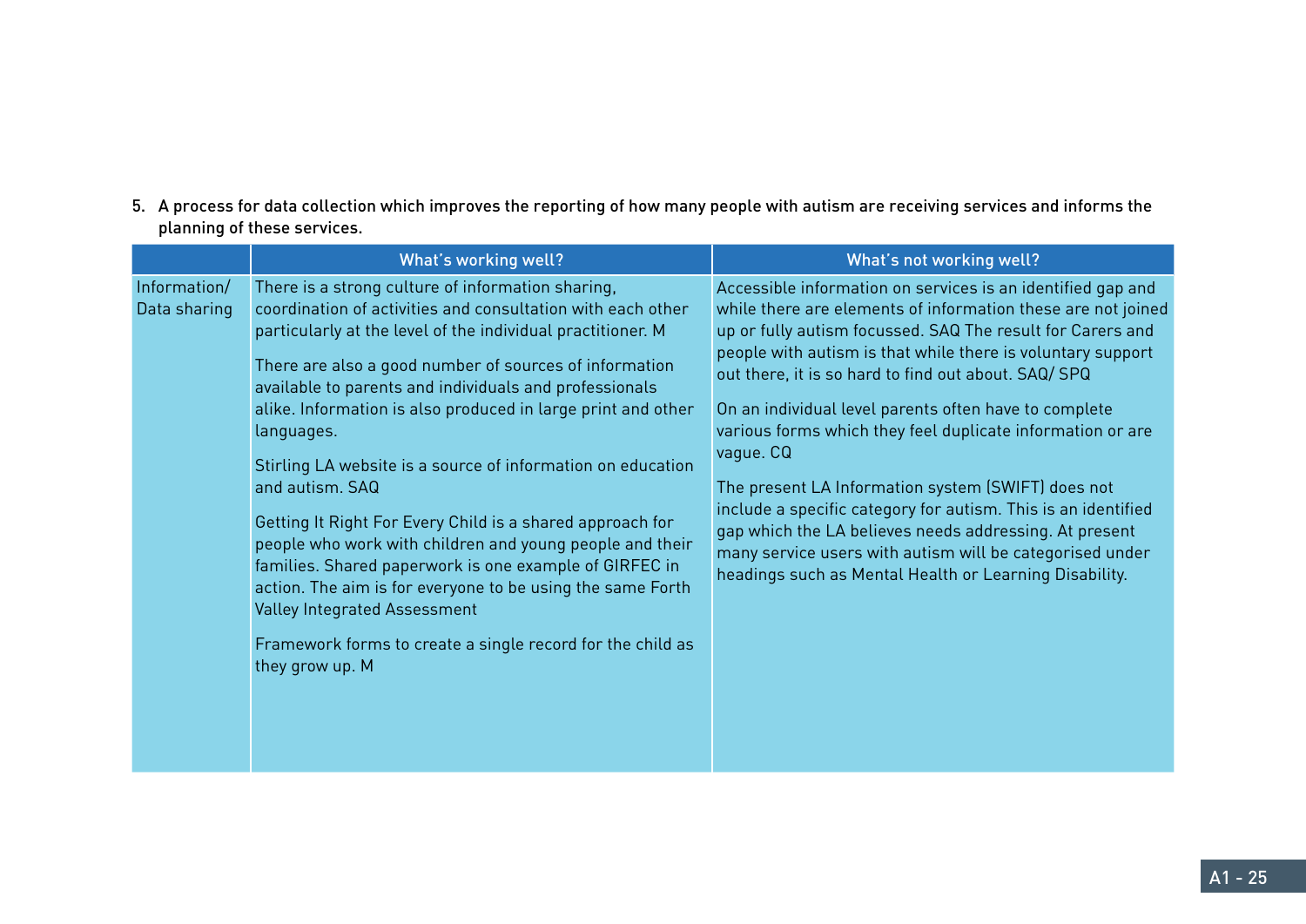5. A process for data collection which improves the reporting of how many people with autism are receiving services and informs the planning of these services.

| | What's working well? | What's not working well? |
|---|---|---|
| Information/ Data sharing | There is a strong culture of information sharing, coordination of activities and consultation with each other particularly at the level of the individual practitioner. M<br><br>There are also a good number of sources of information available to parents and individuals and professionals alike. Information is also produced in large print and other languages.<br><br>Stirling LA website is a source of information on education and autism. SAQ<br><br>Getting It Right For Every Child is a shared approach for people who work with children and young people and their families. Shared paperwork is one example of GIRFEC in action. The aim is for everyone to be using the same Forth Valley Integrated Assessment<br><br>Framework forms to create a single record for the child as they grow up. M | Accessible information on services is an identified gap and while there are elements of information these are not joined up or fully autism focussed. SAQ The result for Carers and people with autism is that while there is voluntary support out there, it is so hard to find out about. SAQ/ SPQ<br><br>On an individual level parents often have to complete various forms which they feel duplicate information or are vague. CQ<br><br>The present LA Information system (SWIFT) does not include a specific category for autism. This is an identified gap which the LA believes needs addressing. At present many service users with autism will be categorised under headings such as Mental Health or Learning Disability. |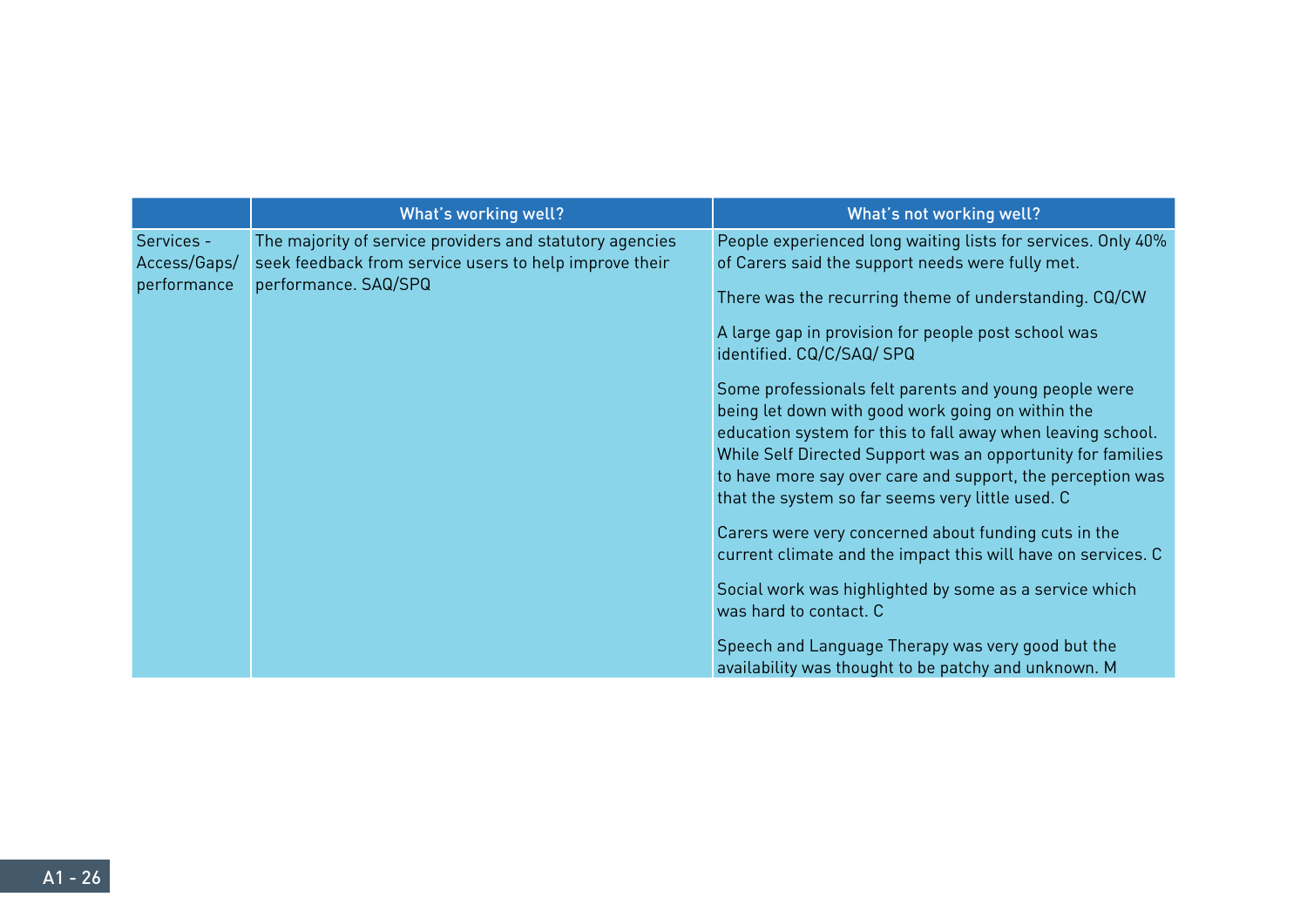| | What's working well? | What's not working well? |
|---|---|---|
| Services - Access/Gaps/ performance | The majority of service providers and statutory agencies seek feedback from service users to help improve their performance. SAQ/SPQ | People experienced long waiting lists for services. Only 40% of Carers said the support needs were fully met.<br><br>There was the recurring theme of understanding. CQ/CW<br><br>A large gap in provision for people post school was identified. CQ/C/SAQ/ SPQ<br><br>Some professionals felt parents and young people were being let down with good work going on within the education system for this to fall away when leaving school. While Self Directed Support was an opportunity for families to have more say over care and support, the perception was that the system so far seems very little used. C<br><br>Carers were very concerned about funding cuts in the current climate and the impact this will have on services. C<br><br>Social work was highlighted by some as a service which was hard to contact. C<br><br>Speech and Language Therapy was very good but the availability was thought to be patchy and unknown. M |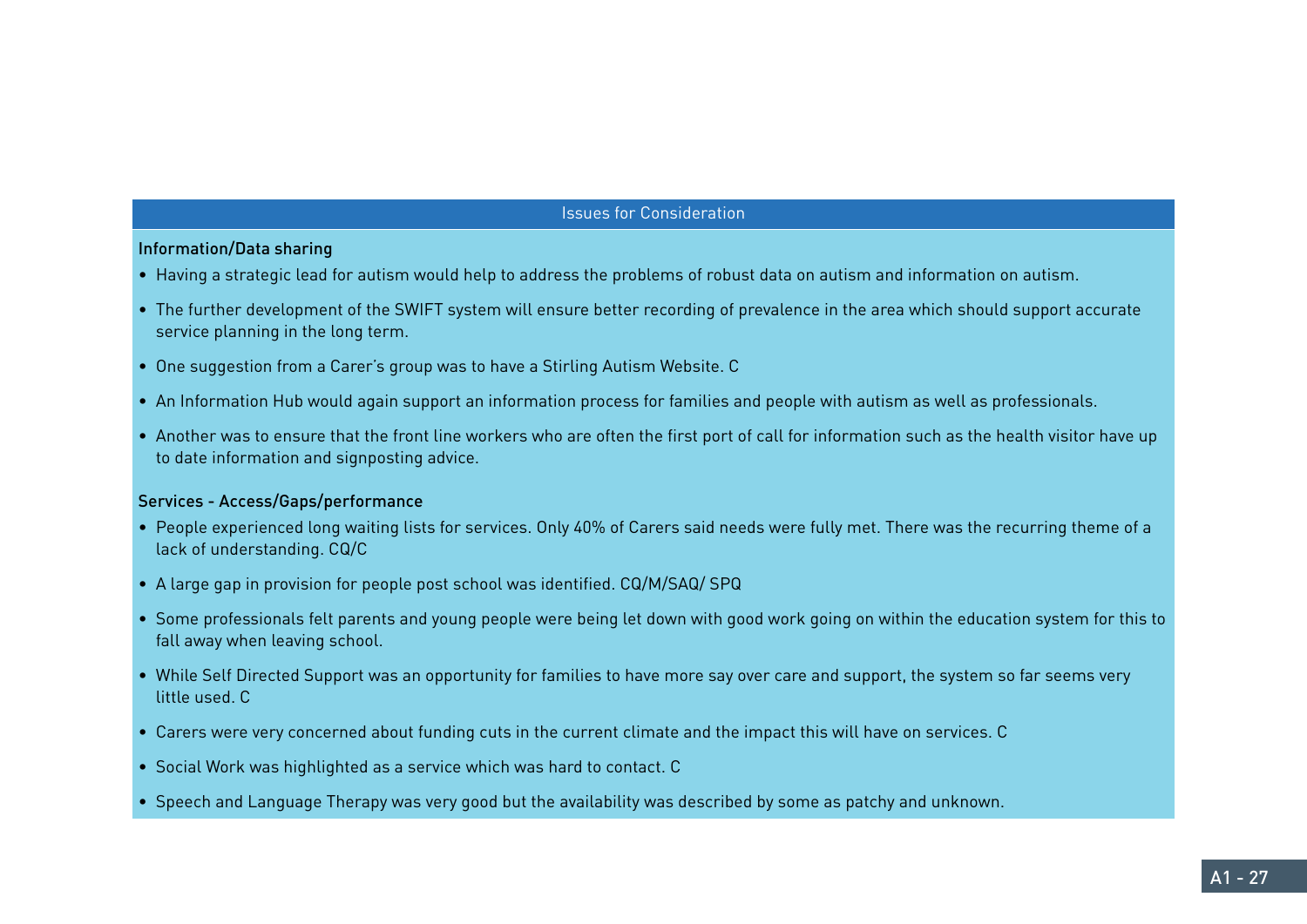## Issues for Consideration

**Information/Data sharing**

- Having a strategic lead for autism would help to address the problems of robust data on autism and information on autism.
- The further development of the SWIFT system will ensure better recording of prevalence in the area which should support accurate service planning in the long term.
- One suggestion from a Carer's group was to have a Stirling Autism Website. C
- An Information Hub would again support an information process for families and people with autism as well as professionals.
- Another was to ensure that the front line workers who are often the first port of call for information such as the health visitor have up to date information and signposting advice.

**Services - Access/Gaps/performance**

- People experienced long waiting lists for services. Only 40% of Carers said needs were fully met. There was the recurring theme of a lack of understanding. CQ/C
- A large gap in provision for people post school was identified. CQ/M/SAQ/ SPQ
- Some professionals felt parents and young people were being let down with good work going on within the education system for this to fall away when leaving school.
- While Self Directed Support was an opportunity for families to have more say over care and support, the system so far seems very little used. C
- Carers were very concerned about funding cuts in the current climate and the impact this will have on services. C
- Social Work was highlighted as a service which was hard to contact. C
- Speech and Language Therapy was very good but the availability was described by some as patchy and unknown.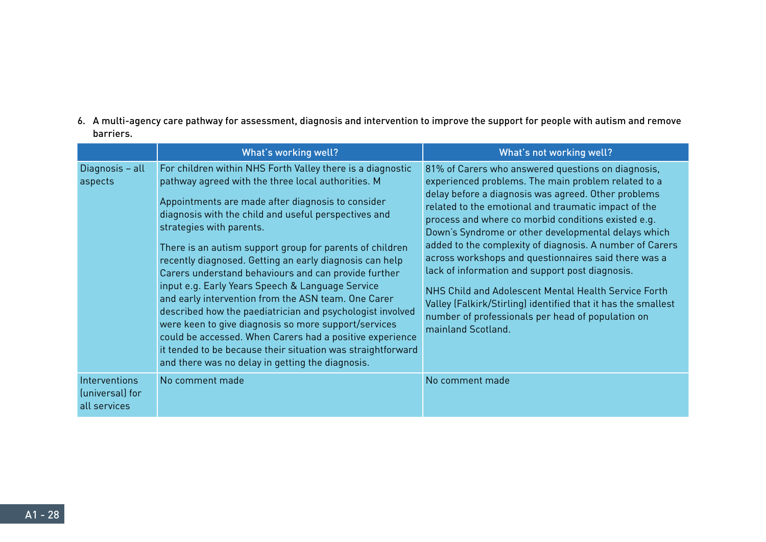6. A multi-agency care pathway for assessment, diagnosis and intervention to improve the support for people with autism and remove barriers.

| | What's working well? | What's not working well? |
|---|---|---|
| Diagnosis – all aspects | For children within NHS Forth Valley there is a diagnostic pathway agreed with the three local authorities. M<br><br>Appointments are made after diagnosis to consider diagnosis with the child and useful perspectives and strategies with parents.<br><br>There is an autism support group for parents of children recently diagnosed. Getting an early diagnosis can help Carers understand behaviours and can provide further input e.g. Early Years Speech & Language Service and early intervention from the ASN team. One Carer described how the paediatrician and psychologist involved were keen to give diagnosis so more support/services could be accessed. When Carers had a positive experience it tended to be because their situation was straightforward and there was no delay in getting the diagnosis. | 81% of Carers who answered questions on diagnosis, experienced problems. The main problem related to a delay before a diagnosis was agreed. Other problems related to the emotional and traumatic impact of the process and where co morbid conditions existed e.g. Down's Syndrome or other developmental delays which added to the complexity of diagnosis. A number of Carers across workshops and questionnaires said there was a lack of information and support post diagnosis.<br><br>NHS Child and Adolescent Mental Health Service Forth Valley (Falkirk/Stirling) identified that it has the smallest number of professionals per head of population on mainland Scotland. |
| Interventions (universal) for all services | No comment made | No comment made |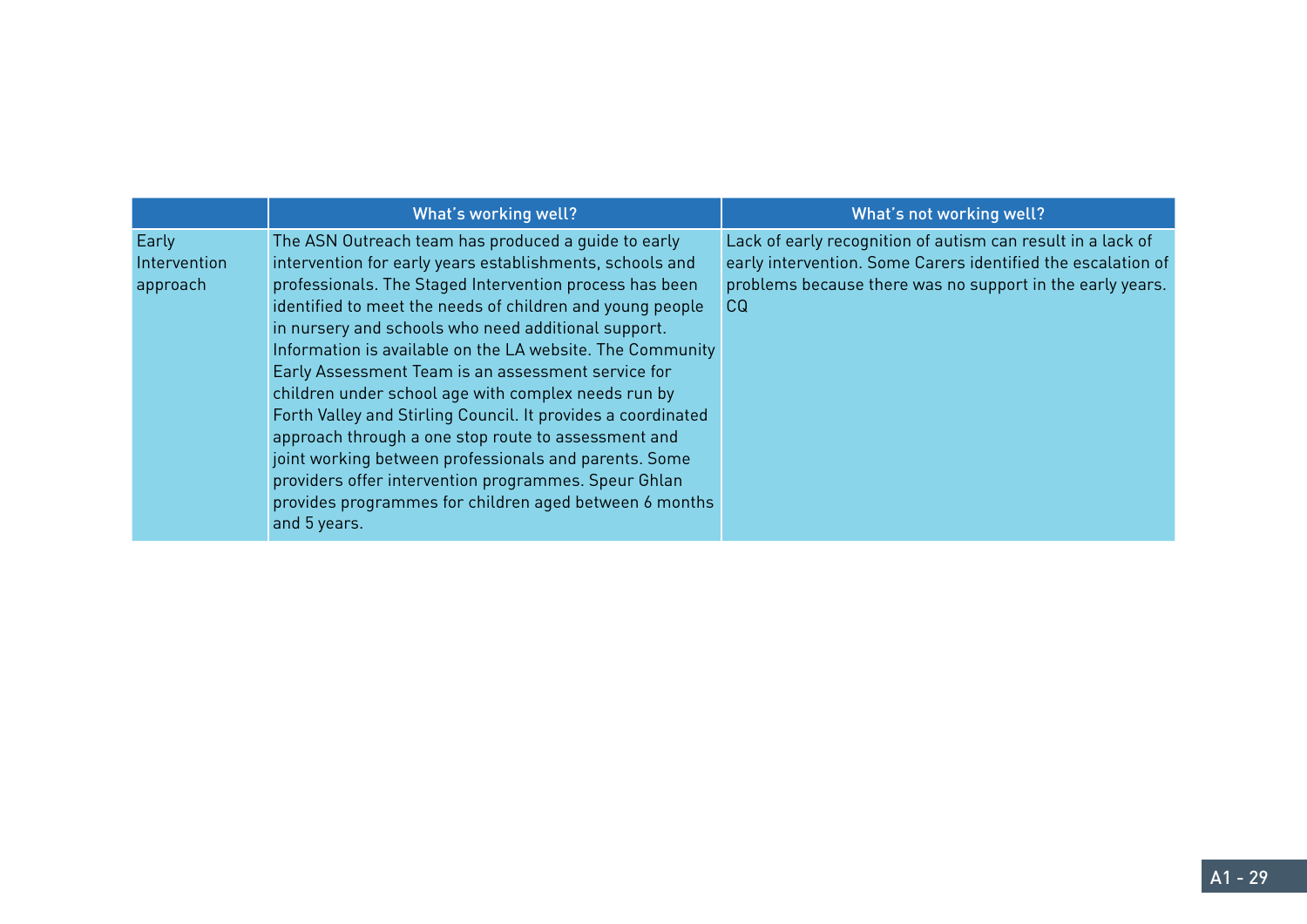| | What's working well? | What's not working well? |
|---|---|---|
| Early Intervention approach | The ASN Outreach team has produced a guide to early intervention for early years establishments, schools and professionals. The Staged Intervention process has been identified to meet the needs of children and young people in nursery and schools who need additional support. Information is available on the LA website. The Community Early Assessment Team is an assessment service for children under school age with complex needs run by Forth Valley and Stirling Council. It provides a coordinated approach through a one stop route to assessment and joint working between professionals and parents. Some providers offer intervention programmes. Speur Ghlan provides programmes for children aged between 6 months and 5 years. | Lack of early recognition of autism can result in a lack of early intervention. Some Carers identified the escalation of problems because there was no support in the early years. CQ |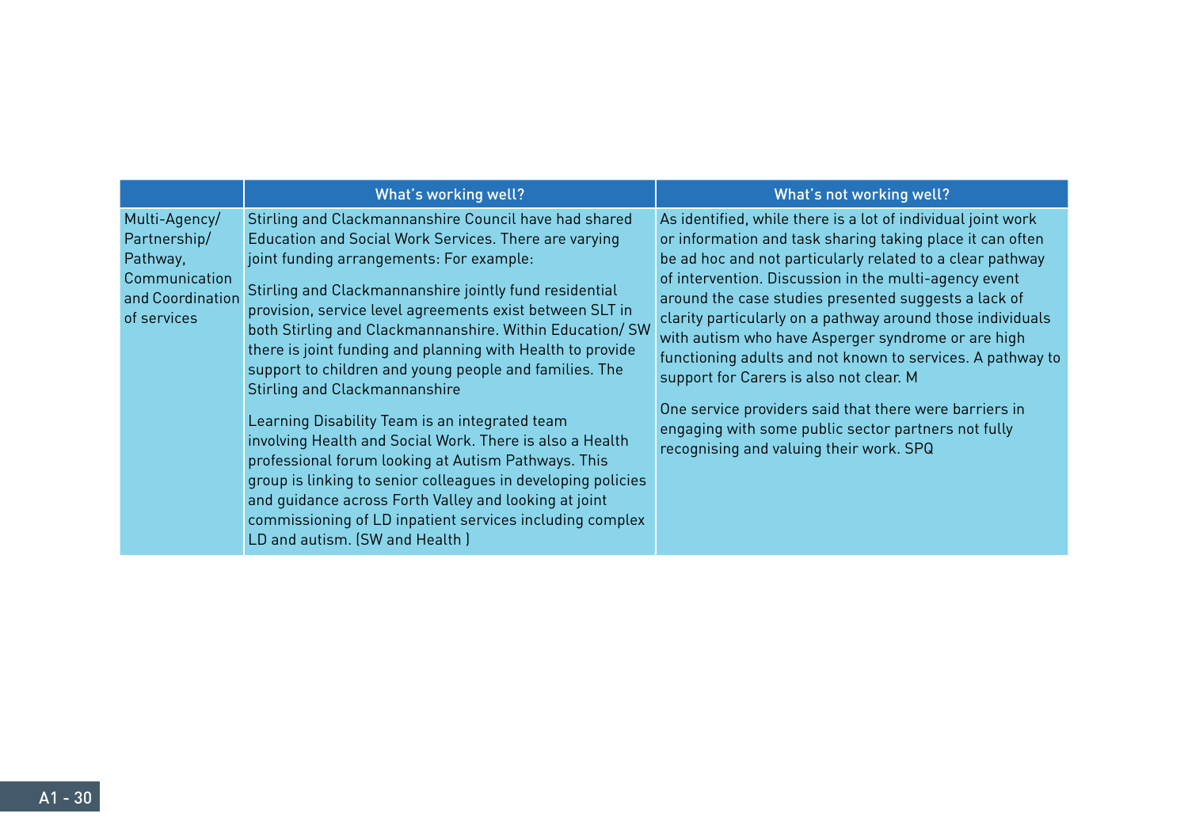| | What's working well? | What's not working well? |
|---|---|---|
| Multi-Agency/ Partnership/ Pathway, Communication and Coordination of services | Stirling and Clackmannanshire Council have had shared Education and Social Work Services. There are varying joint funding arrangements: For example:<br><br>Stirling and Clackmannanshire jointly fund residential provision, service level agreements exist between SLT in both Stirling and Clackmannanshire. Within Education/ SW there is joint funding and planning with Health to provide support to children and young people and families. The Stirling and Clackmannanshire<br><br>Learning Disability Team is an integrated team involving Health and Social Work. There is also a Health professional forum looking at Autism Pathways. This group is linking to senior colleagues in developing policies and guidance across Forth Valley and looking at joint commissioning of LD inpatient services including complex LD and autism. (SW and Health ) | As identified, while there is a lot of individual joint work or information and task sharing taking place it can often be ad hoc and not particularly related to a clear pathway of intervention. Discussion in the multi-agency event around the case studies presented suggests a lack of clarity particularly on a pathway around those individuals with autism who have Asperger syndrome or are high functioning adults and not known to services. A pathway to support for Carers is also not clear. M<br><br>One service providers said that there were barriers in engaging with some public sector partners not fully recognising and valuing their work. SPQ |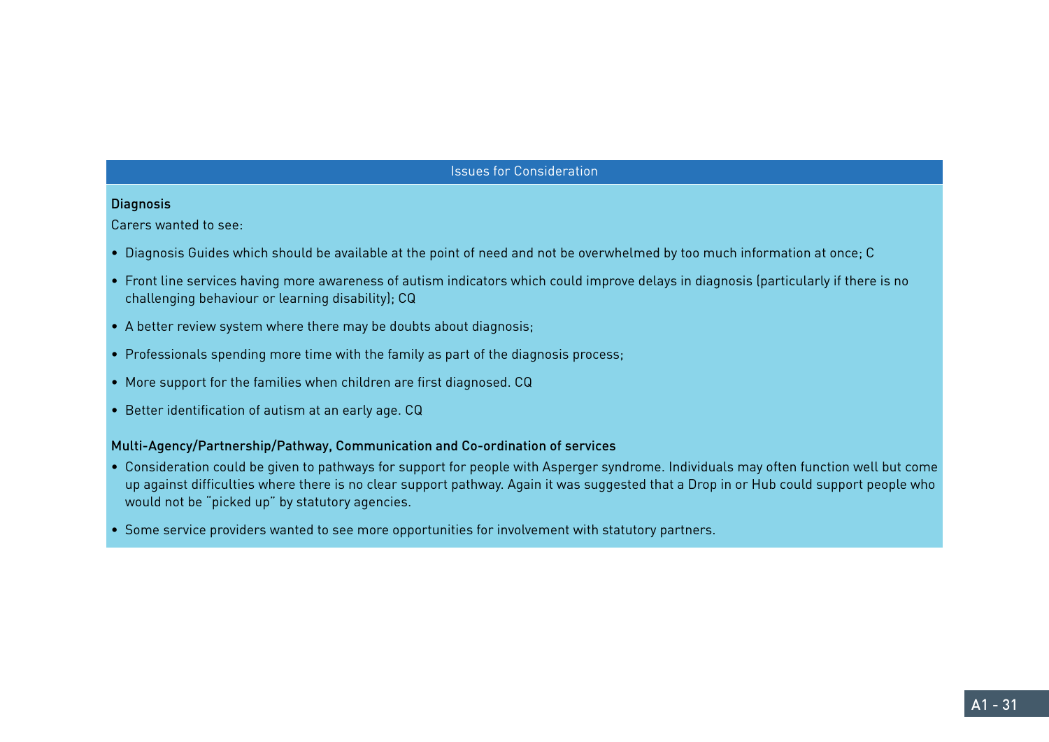## Issues for Consideration

**Diagnosis**

Carers wanted to see:

- Diagnosis Guides which should be available at the point of need and not be overwhelmed by too much information at once; C
- Front line services having more awareness of autism indicators which could improve delays in diagnosis (particularly if there is no challenging behaviour or learning disability); CQ
- A better review system where there may be doubts about diagnosis;
- Professionals spending more time with the family as part of the diagnosis process;
- More support for the families when children are first diagnosed. CQ
- Better identification of autism at an early age. CQ

**Multi-Agency/Partnership/Pathway, Communication and Co-ordination of services**

- Consideration could be given to pathways for support for people with Asperger syndrome. Individuals may often function well but come up against difficulties where there is no clear support pathway. Again it was suggested that a Drop in or Hub could support people who would not be "picked up" by statutory agencies.
- Some service providers wanted to see more opportunities for involvement with statutory partners.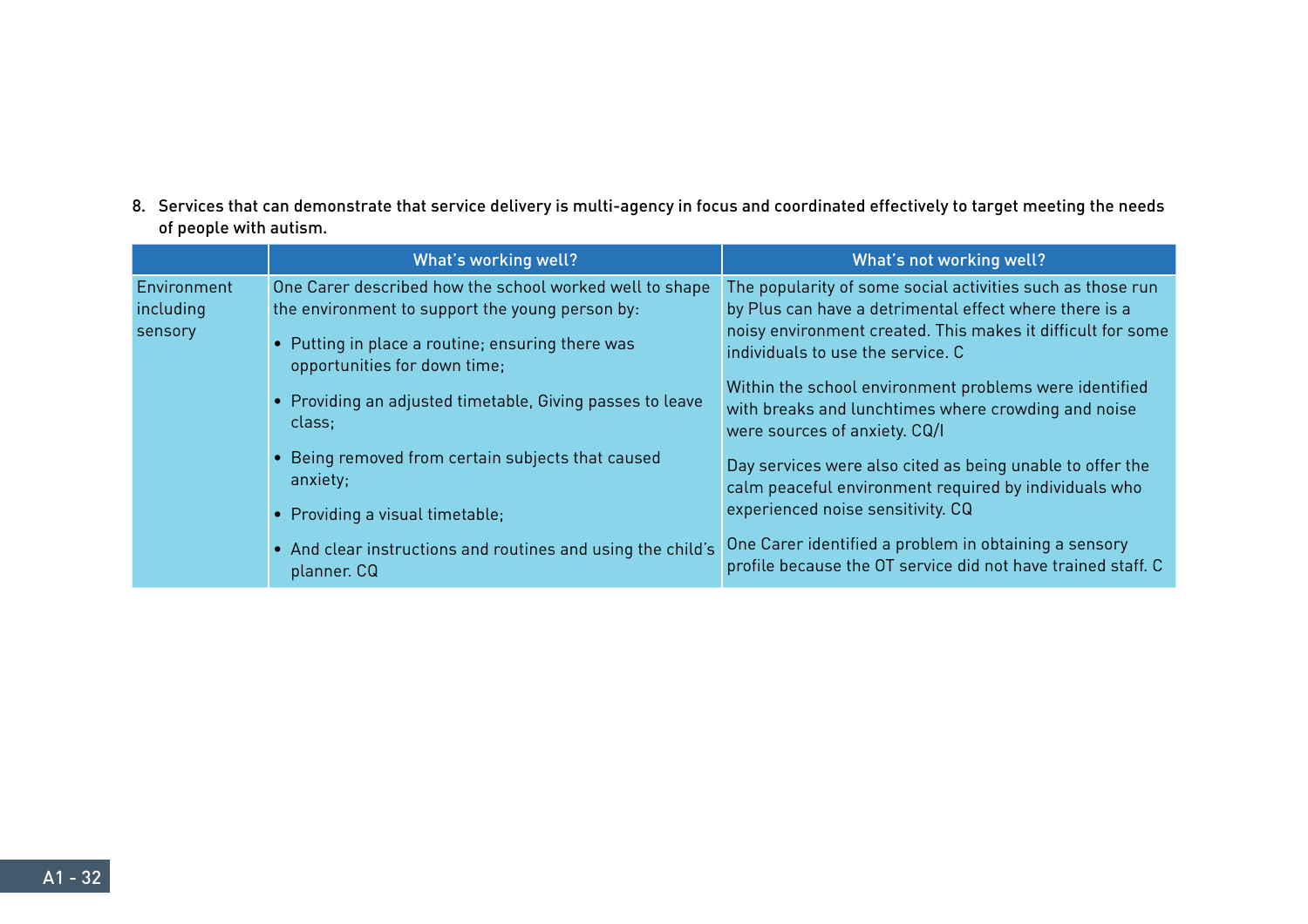8. Services that can demonstrate that service delivery is multi-agency in focus and coordinated effectively to target meeting the needs of people with autism.

| | What's working well? | What's not working well? |
|---|---|---|
| Environment including sensory | One Carer described how the school worked well to shape the environment to support the young person by:<br>• Putting in place a routine; ensuring there was opportunities for down time;<br>• Providing an adjusted timetable, Giving passes to leave class;<br>• Being removed from certain subjects that caused anxiety;<br>• Providing a visual timetable;<br>• And clear instructions and routines and using the child's planner. CQ | The popularity of some social activities such as those run by Plus can have a detrimental effect where there is a noisy environment created. This makes it difficult for some individuals to use the service. C<br><br>Within the school environment problems were identified with breaks and lunchtimes where crowding and noise were sources of anxiety. CQ/I<br><br>Day services were also cited as being unable to offer the calm peaceful environment required by individuals who experienced noise sensitivity. CQ<br><br>One Carer identified a problem in obtaining a sensory profile because the OT service did not have trained staff. C |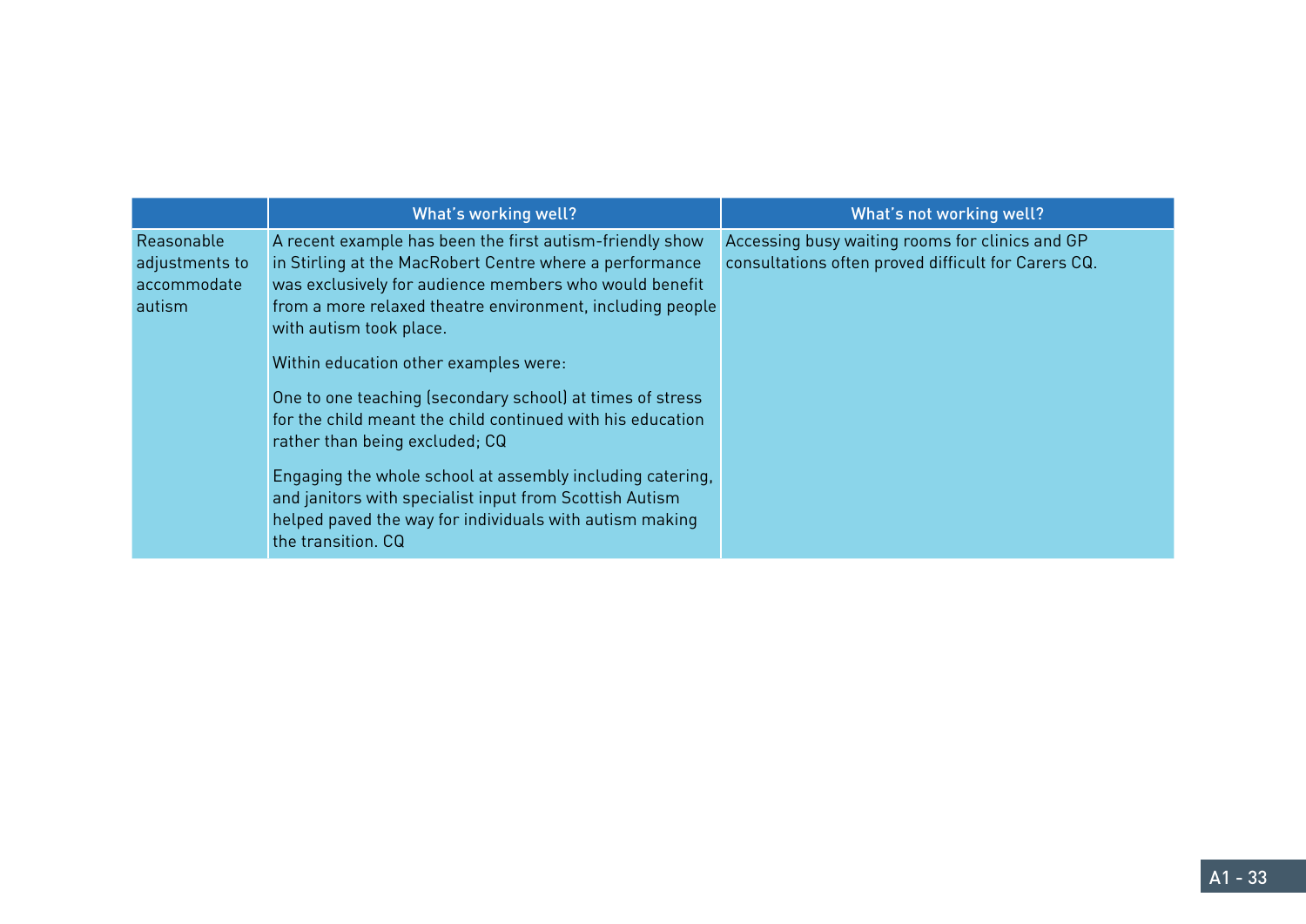| | What's working well? | What's not working well? |
|---|---|---|
| Reasonable adjustments to accommodate autism | A recent example has been the first autism-friendly show in Stirling at the MacRobert Centre where a performance was exclusively for audience members who would benefit from a more relaxed theatre environment, including people with autism took place.<br><br>Within education other examples were:<br><br>One to one teaching (secondary school) at times of stress for the child meant the child continued with his education rather than being excluded; CQ<br><br>Engaging the whole school at assembly including catering, and janitors with specialist input from Scottish Autism helped paved the way for individuals with autism making the transition. CQ | Accessing busy waiting rooms for clinics and GP consultations often proved difficult for Carers CQ. |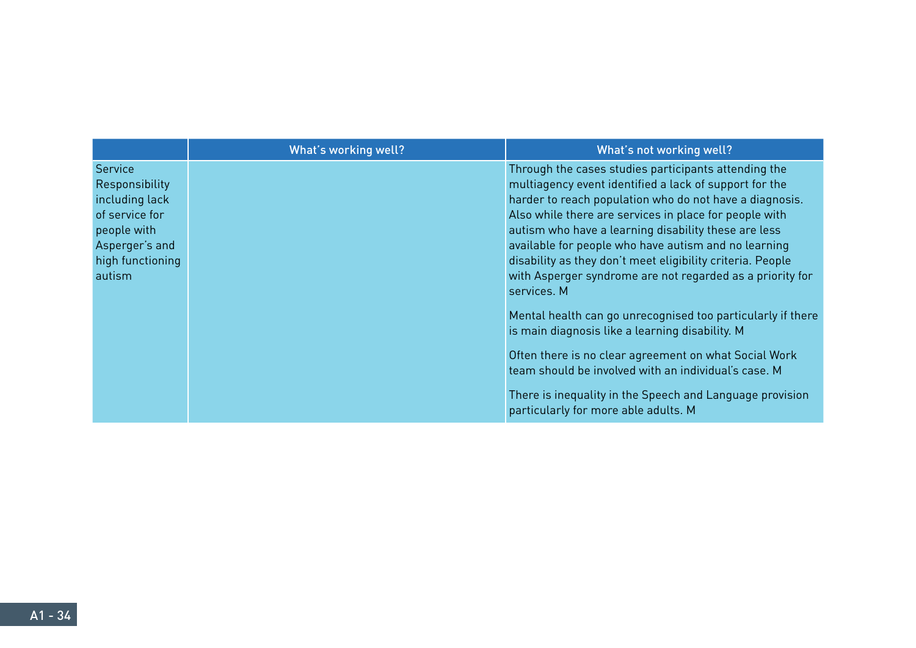| | What's working well? | What's not working well? |
|---|---|---|
| Service Responsibility including lack of service for people with Asperger's and high functioning autism | | Through the cases studies participants attending the multiagency event identified a lack of support for the harder to reach population who do not have a diagnosis. Also while there are services in place for people with autism who have a learning disability these are less available for people who have autism and no learning disability as they don't meet eligibility criteria. People with Asperger syndrome are not regarded as a priority for services. M<br><br>Mental health can go unrecognised too particularly if there is main diagnosis like a learning disability. M<br><br>Often there is no clear agreement on what Social Work team should be involved with an individual's case. M<br><br>There is inequality in the Speech and Language provision particularly for more able adults. M |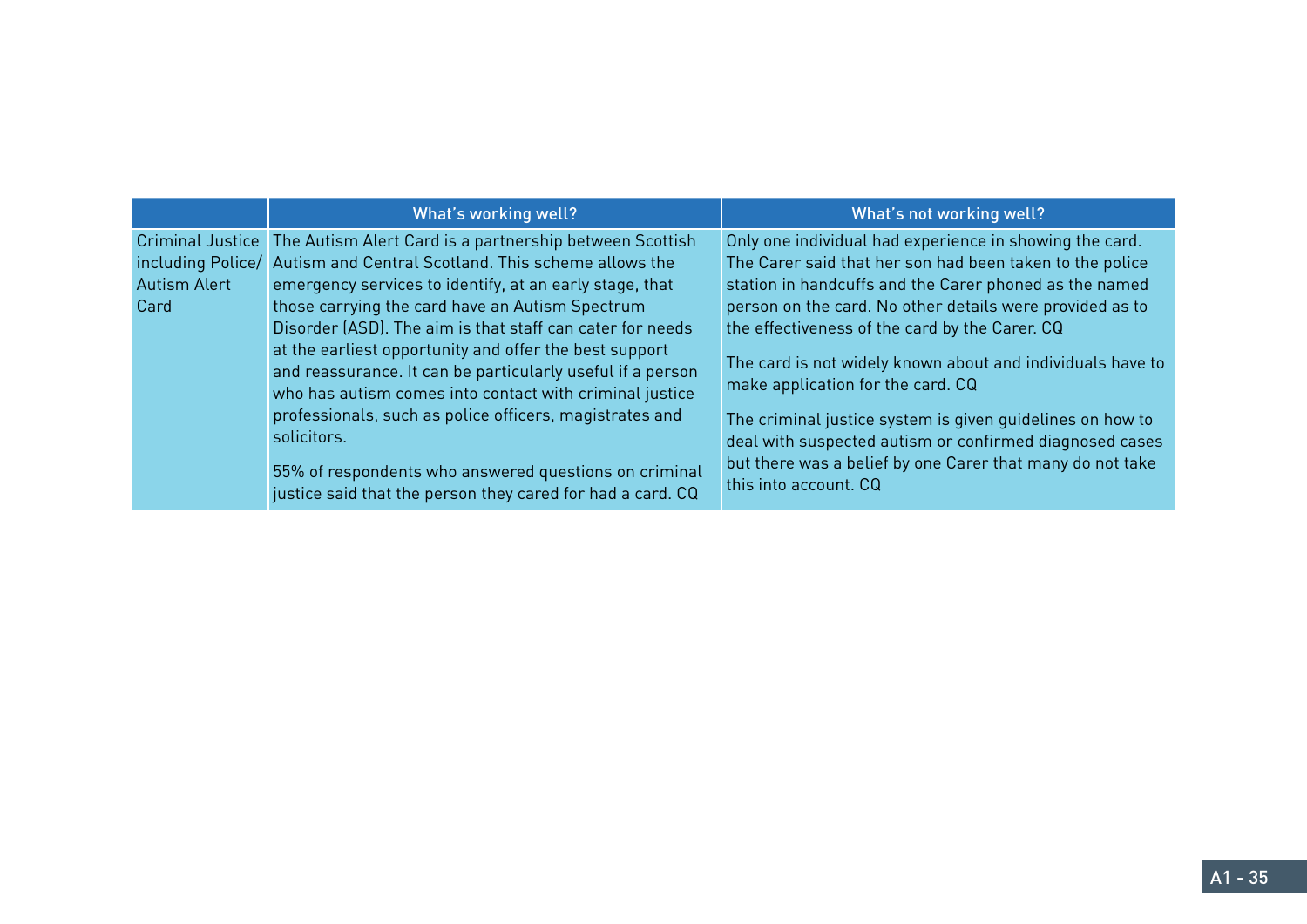| | What's working well? | What's not working well? |
|---|---|---|
| Criminal Justice including Police/ Autism Alert Card | The Autism Alert Card is a partnership between Scottish Autism and Central Scotland. This scheme allows the emergency services to identify, at an early stage, that those carrying the card have an Autism Spectrum Disorder (ASD). The aim is that staff can cater for needs at the earliest opportunity and offer the best support and reassurance. It can be particularly useful if a person who has autism comes into contact with criminal justice professionals, such as police officers, magistrates and solicitors.<br><br>55% of respondents who answered questions on criminal justice said that the person they cared for had a card. CQ | Only one individual had experience in showing the card. The Carer said that her son had been taken to the police station in handcuffs and the Carer phoned as the named person on the card. No other details were provided as to the effectiveness of the card by the Carer. CQ<br><br>The card is not widely known about and individuals have to make application for the card. CQ<br><br>The criminal justice system is given guidelines on how to deal with suspected autism or confirmed diagnosed cases but there was a belief by one Carer that many do not take this into account. CQ |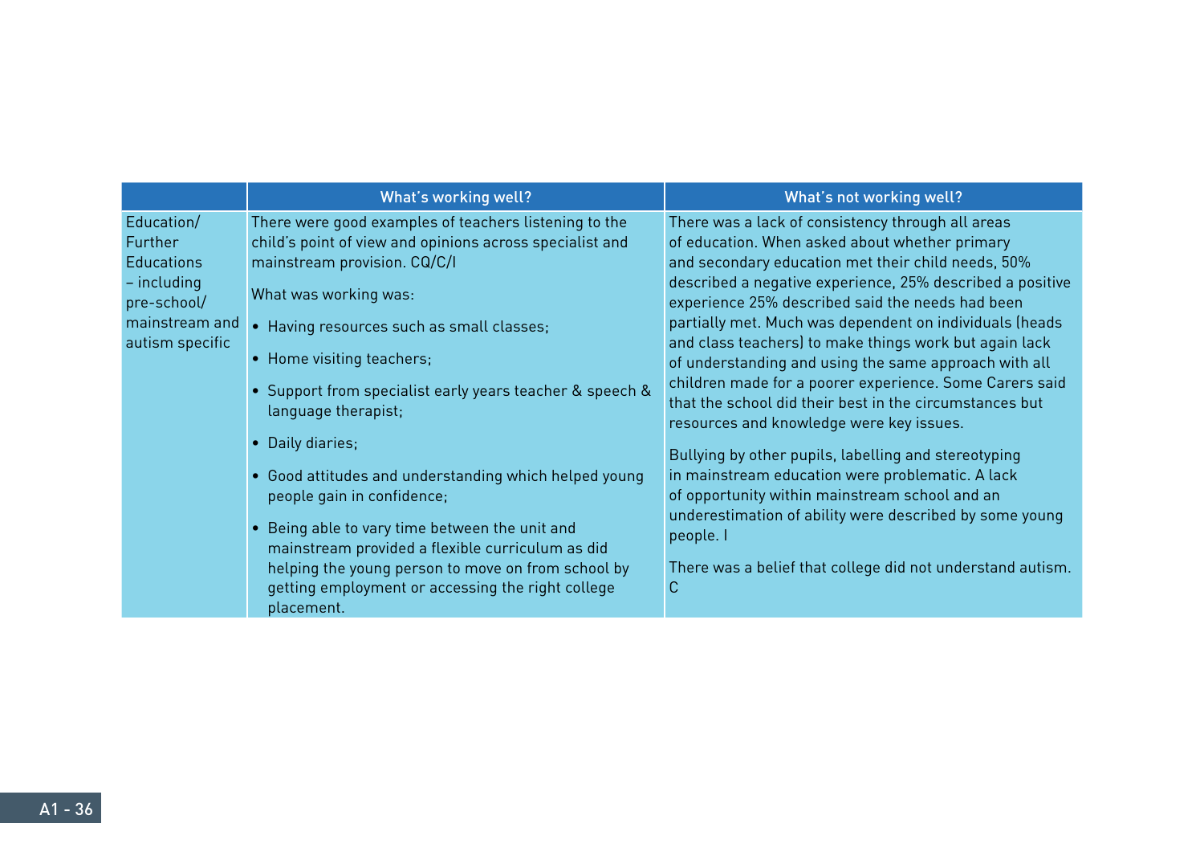| | What's working well? | What's not working well? |
|---|---|---|
| Education/ Further Educations – including pre-school/ mainstream and autism specific | There were good examples of teachers listening to the child's point of view and opinions across specialist and mainstream provision. CQ/C/I<br><br>What was working was:<br><br>• Having resources such as small classes;<br>• Home visiting teachers;<br>• Support from specialist early years teacher & speech & language therapist;<br>• Daily diaries;<br>• Good attitudes and understanding which helped young people gain in confidence;<br>• Being able to vary time between the unit and mainstream provided a flexible curriculum as did helping the young person to move on from school by getting employment or accessing the right college placement. | There was a lack of consistency through all areas of education. When asked about whether primary and secondary education met their child needs, 50% described a negative experience, 25% described a positive experience 25% described said the needs had been partially met. Much was dependent on individuals (heads and class teachers) to make things work but again lack of understanding and using the same approach with all children made for a poorer experience. Some Carers said that the school did their best in the circumstances but resources and knowledge were key issues.<br><br>Bullying by other pupils, labelling and stereotyping in mainstream education were problematic. A lack of opportunity within mainstream school and an underestimation of ability were described by some young people. I<br><br>There was a belief that college did not understand autism. C |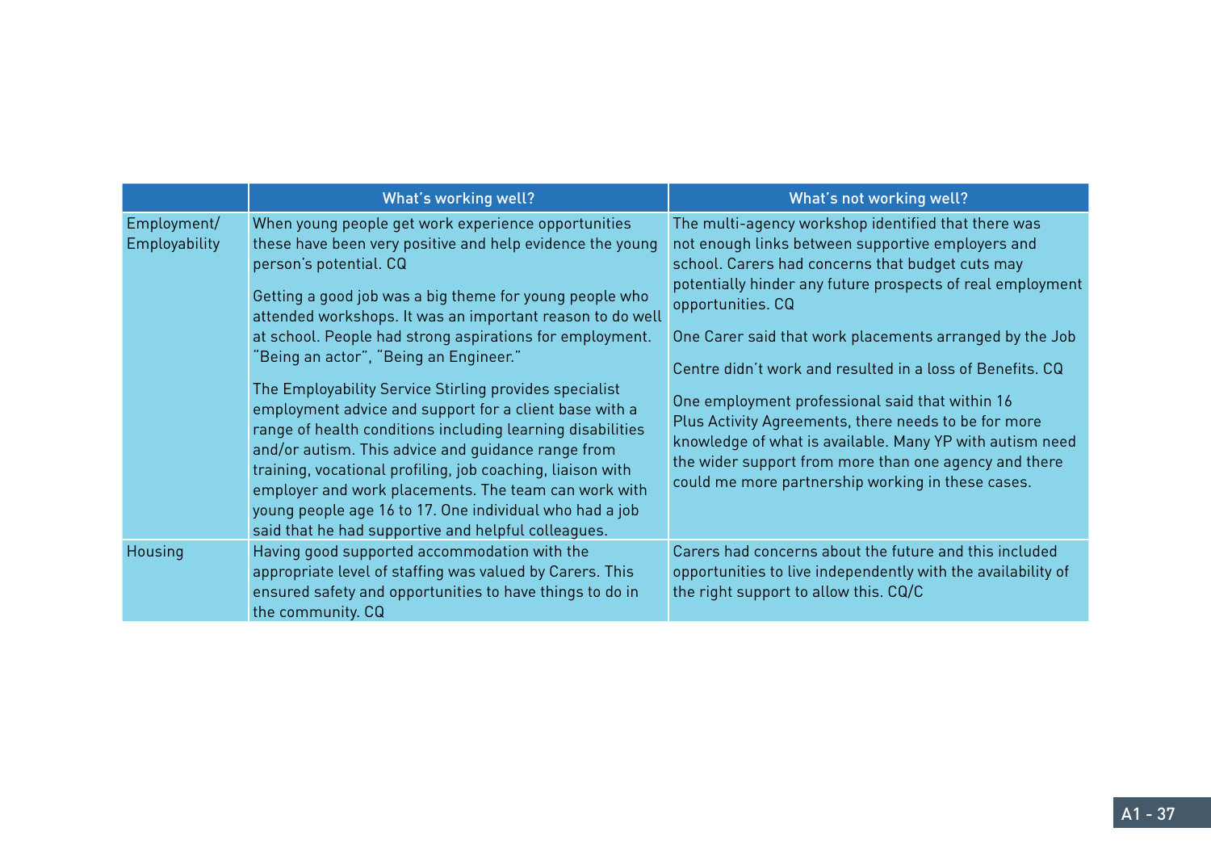| | What's working well? | What's not working well? |
|---|---|---|
| Employment/ Employability | When young people get work experience opportunities these have been very positive and help evidence the young person's potential. CQ<br><br>Getting a good job was a big theme for young people who attended workshops. It was an important reason to do well at school. People had strong aspirations for employment. "Being an actor", "Being an Engineer."<br><br>The Employability Service Stirling provides specialist employment advice and support for a client base with a range of health conditions including learning disabilities and/or autism. This advice and guidance range from training, vocational profiling, job coaching, liaison with employer and work placements. The team can work with young people age 16 to 17. One individual who had a job said that he had supportive and helpful colleagues. | The multi-agency workshop identified that there was not enough links between supportive employers and school. Carers had concerns that budget cuts may potentially hinder any future prospects of real employment opportunities. CQ<br><br>One Carer said that work placements arranged by the Job<br><br>Centre didn't work and resulted in a loss of Benefits. CQ<br><br>One employment professional said that within 16 Plus Activity Agreements, there needs to be for more knowledge of what is available. Many YP with autism need the wider support from more than one agency and there could me more partnership working in these cases. |
| Housing | Having good supported accommodation with the appropriate level of staffing was valued by Carers. This ensured safety and opportunities to have things to do in the community. CQ | Carers had concerns about the future and this included opportunities to live independently with the availability of the right support to allow this. CQ/C |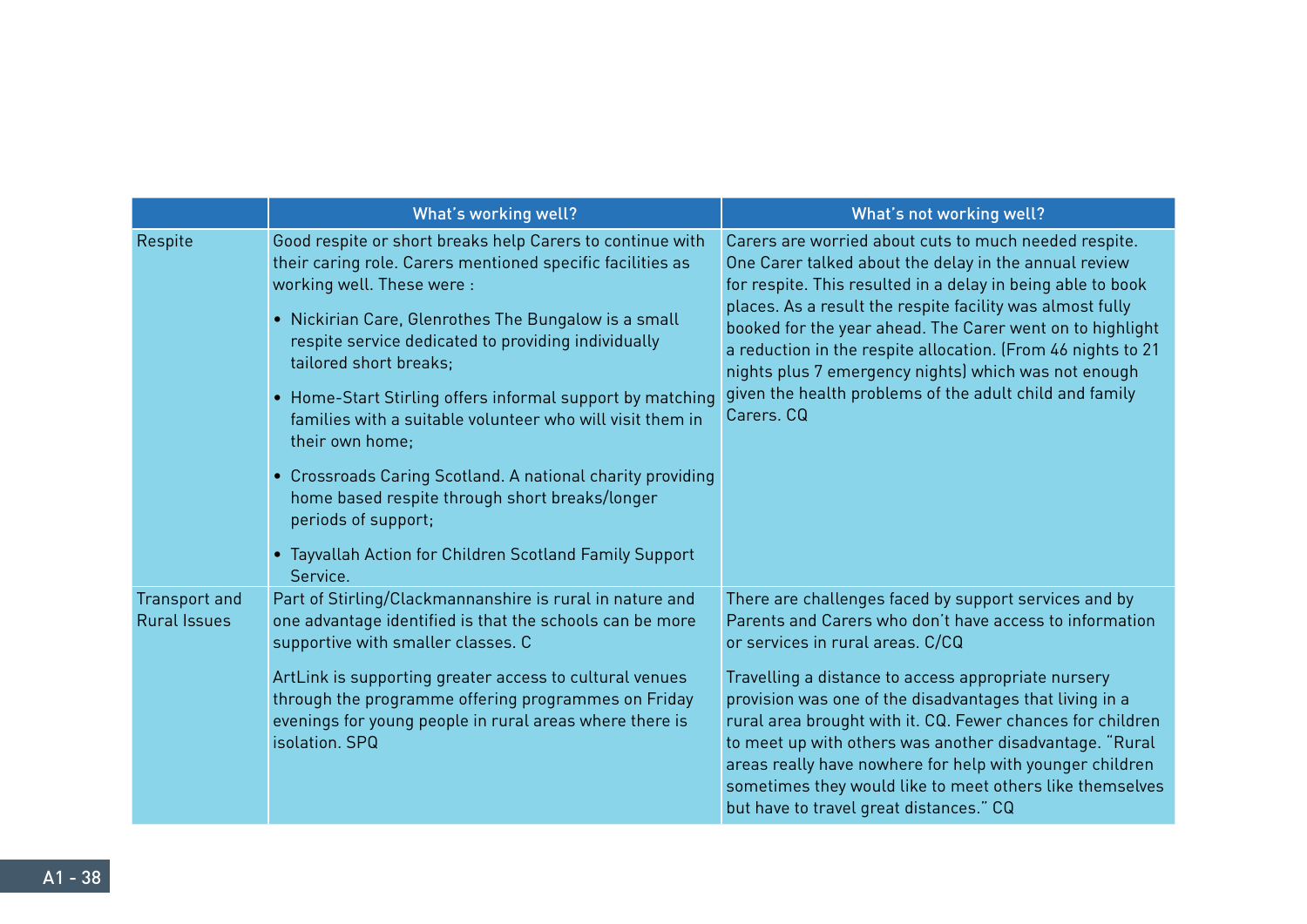| | What's working well? | What's not working well? |
|---|---|---|
| Respite | Good respite or short breaks help Carers to continue with their caring role. Carers mentioned specific facilities as working well. These were :<br><br>• Nickirian Care, Glenrothes The Bungalow is a small respite service dedicated to providing individually tailored short breaks;<br><br>• Home-Start Stirling offers informal support by matching families with a suitable volunteer who will visit them in their own home;<br><br>• Crossroads Caring Scotland. A national charity providing home based respite through short breaks/longer periods of support;<br><br>• Tayvallah Action for Children Scotland Family Support Service. | Carers are worried about cuts to much needed respite. One Carer talked about the delay in the annual review for respite. This resulted in a delay in being able to book places. As a result the respite facility was almost fully booked for the year ahead. The Carer went on to highlight a reduction in the respite allocation. (From 46 nights to 21 nights plus 7 emergency nights) which was not enough given the health problems of the adult child and family Carers. CQ |
| Transport and Rural Issues | Part of Stirling/Clackmannanshire is rural in nature and one advantage identified is that the schools can be more supportive with smaller classes. C<br><br>ArtLink is supporting greater access to cultural venues through the programme offering programmes on Friday evenings for young people in rural areas where there is isolation. SPQ | There are challenges faced by support services and by Parents and Carers who don't have access to information or services in rural areas. C/CQ<br><br>Travelling a distance to access appropriate nursery provision was one of the disadvantages that living in a rural area brought with it. CQ. Fewer chances for children to meet up with others was another disadvantage. "Rural areas really have nowhere for help with younger children sometimes they would like to meet others like themselves but have to travel great distances." CQ |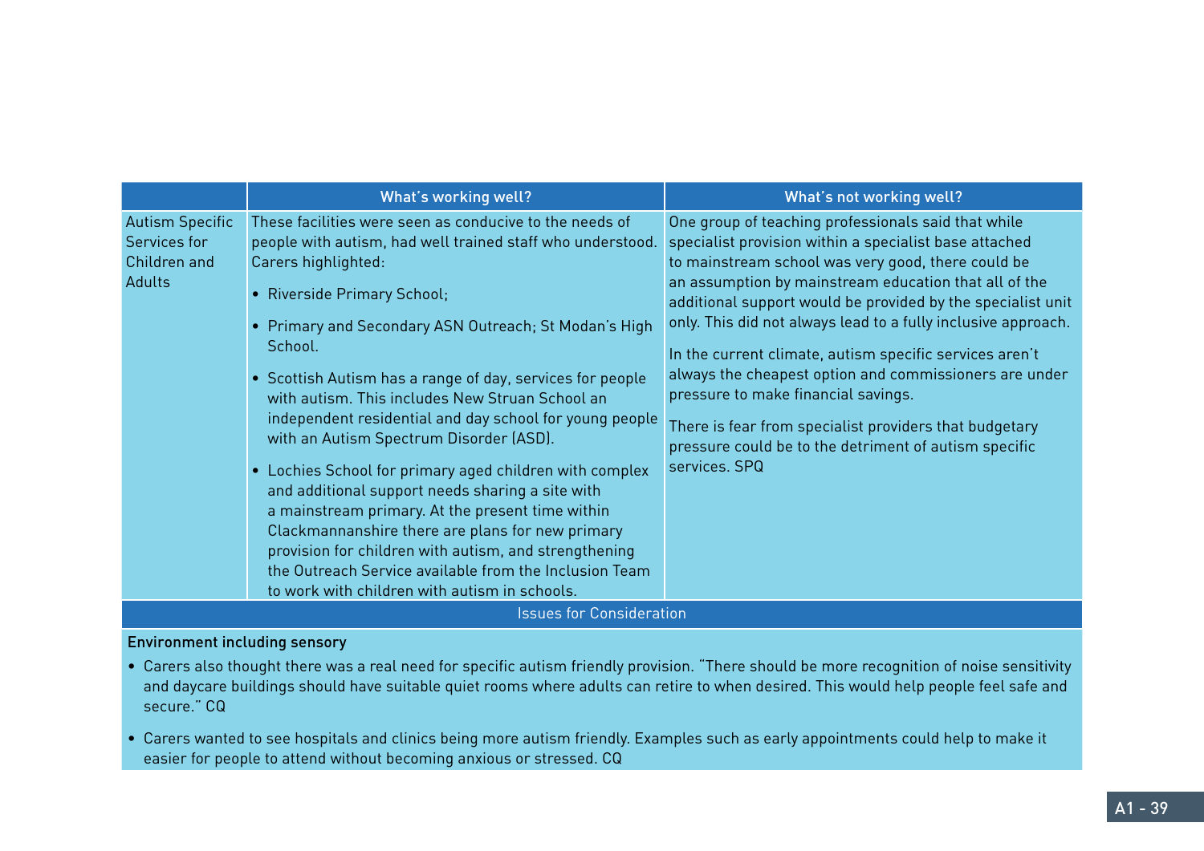| | What's working well? | What's not working well? |
|---|---|---|
| Autism Specific Services for Children and Adults | These facilities were seen as conducive to the needs of people with autism, had well trained staff who understood. Carers highlighted:<br><br>• Riverside Primary School;<br><br>• Primary and Secondary ASN Outreach; St Modan's High School.<br><br>• Scottish Autism has a range of day, services for people with autism. This includes New Struan School an independent residential and day school for young people with an Autism Spectrum Disorder (ASD).<br><br>• Lochies School for primary aged children with complex and additional support needs sharing a site with a mainstream primary. At the present time within Clackmannanshire there are plans for new primary provision for children with autism, and strengthening the Outreach Service available from the Inclusion Team to work with children with autism in schools. | One group of teaching professionals said that while specialist provision within a specialist base attached to mainstream school was very good, there could be an assumption by mainstream education that all of the additional support would be provided by the specialist unit only. This did not always lead to a fully inclusive approach.<br><br>In the current climate, autism specific services aren't always the cheapest option and commissioners are under pressure to make financial savings.<br><br>There is fear from specialist providers that budgetary pressure could be to the detriment of autism specific services. SPQ |

**Issues for Consideration**

**Environment including sensory**

- Carers also thought there was a real need for specific autism friendly provision. "There should be more recognition of noise sensitivity and daycare buildings should have suitable quiet rooms where adults can retire to when desired. This would help people feel safe and secure." CQ
- Carers wanted to see hospitals and clinics being more autism friendly. Examples such as early appointments could help to make it easier for people to attend without becoming anxious or stressed. CQ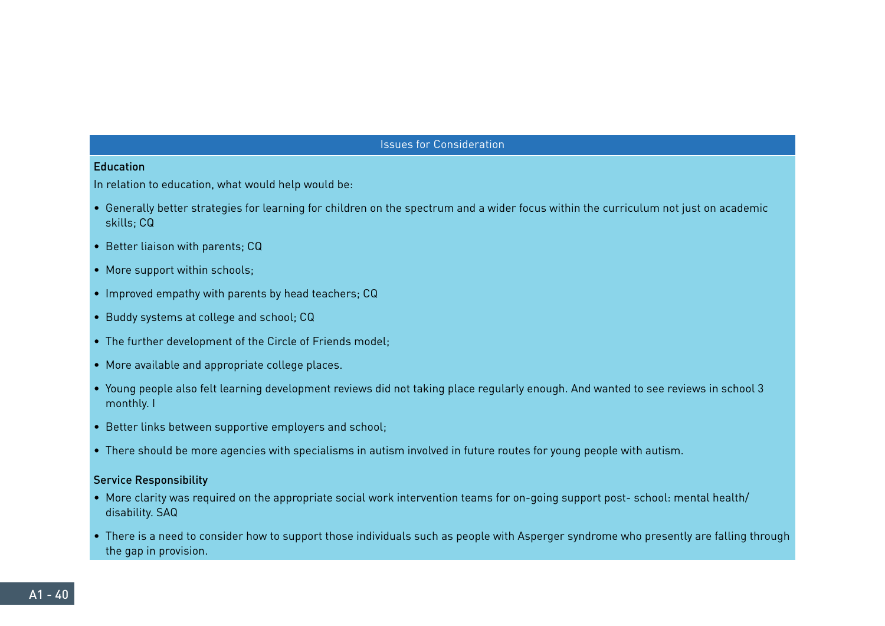## Issues for Consideration

**Education**

In relation to education, what would help would be:

- Generally better strategies for learning for children on the spectrum and a wider focus within the curriculum not just on academic skills; CQ
- Better liaison with parents; CQ
- More support within schools;
- Improved empathy with parents by head teachers; CQ
- Buddy systems at college and school; CQ
- The further development of the Circle of Friends model;
- More available and appropriate college places.
- Young people also felt learning development reviews did not taking place regularly enough. And wanted to see reviews in school 3 monthly. I
- Better links between supportive employers and school;
- There should be more agencies with specialisms in autism involved in future routes for young people with autism.

**Service Responsibility**

- More clarity was required on the appropriate social work intervention teams for on-going support post- school: mental health/ disability. SAQ
- There is a need to consider how to support those individuals such as people with Asperger syndrome who presently are falling through the gap in provision.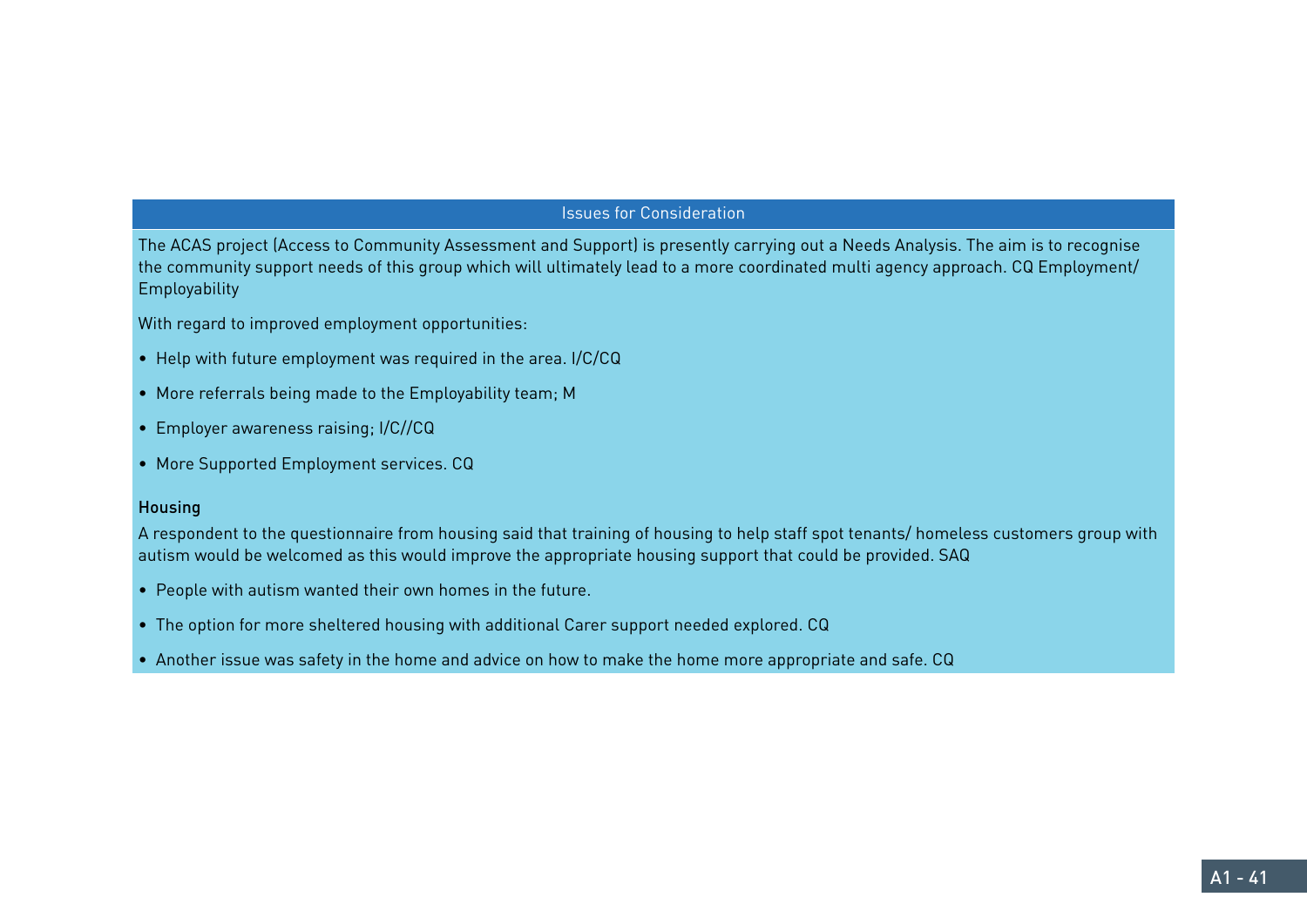## Issues for Consideration

The ACAS project (Access to Community Assessment and Support) is presently carrying out a Needs Analysis. The aim is to recognise the community support needs of this group which will ultimately lead to a more coordinated multi agency approach. CQ Employment/ Employability

With regard to improved employment opportunities:

- Help with future employment was required in the area. I/C/CQ
- More referrals being made to the Employability team; M
- Employer awareness raising; I/C//CQ
- More Supported Employment services. CQ

### Housing

A respondent to the questionnaire from housing said that training of housing to help staff spot tenants/ homeless customers group with autism would be welcomed as this would improve the appropriate housing support that could be provided. SAQ

- People with autism wanted their own homes in the future.
- The option for more sheltered housing with additional Carer support needed explored. CQ
- Another issue was safety in the home and advice on how to make the home more appropriate and safe. CQ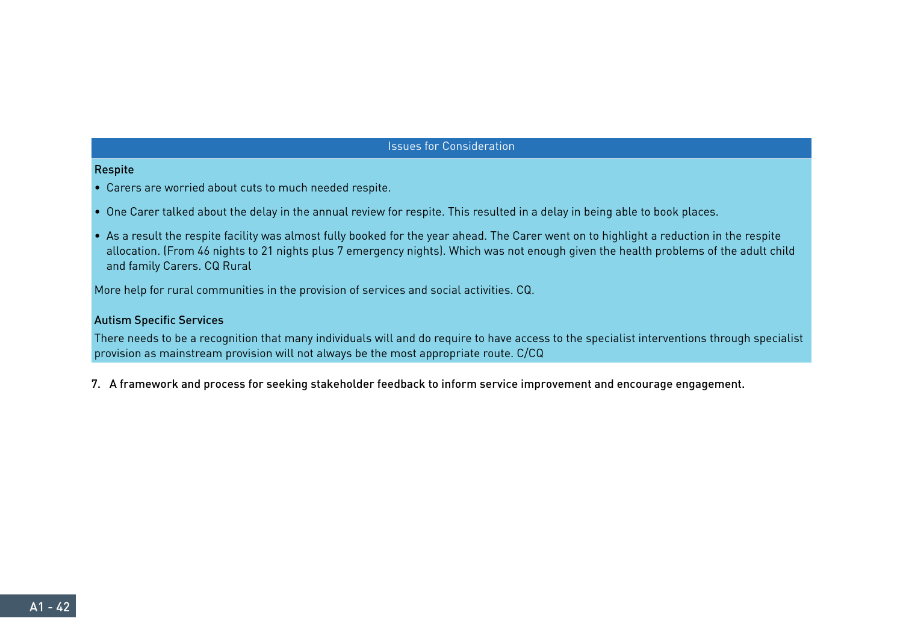| Issues for Consideration |
| --- |
| **Respite**<br>• Carers are worried about cuts to much needed respite.<br>• One Carer talked about the delay in the annual review for respite. This resulted in a delay in being able to book places.<br>• As a result the respite facility was almost fully booked for the year ahead. The Carer went on to highlight a reduction in the respite allocation. (From 46 nights to 21 nights plus 7 emergency nights). Which was not enough given the health problems of the adult child and family Carers. CQ Rural<br><br>More help for rural communities in the provision of services and social activities. CQ.<br><br>**Autism Specific Services**<br>There needs to be a recognition that many individuals will and do require to have access to the specialist interventions through specialist provision as mainstream provision will not always be the most appropriate route. C/CQ |

7. **A framework and process for seeking stakeholder feedback to inform service improvement and encourage engagement.**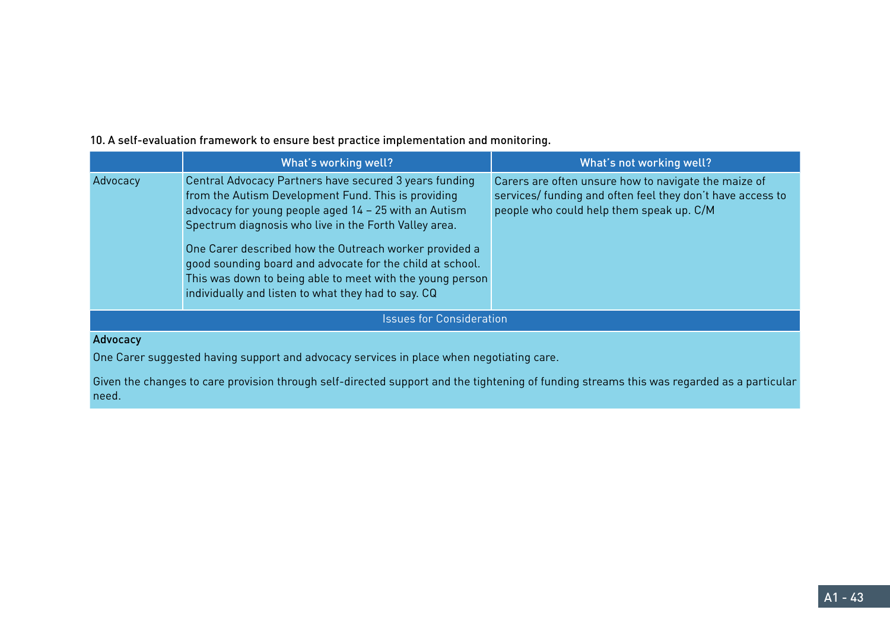10. A self-evaluation framework to ensure best practice implementation and monitoring.

| | What's working well? | What's not working well? |
|---|---|---|
| Advocacy | Central Advocacy Partners have secured 3 years funding from the Autism Development Fund. This is providing advocacy for young people aged 14 – 25 with an Autism Spectrum diagnosis who live in the Forth Valley area.<br><br>One Carer described how the Outreach worker provided a good sounding board and advocate for the child at school. This was down to being able to meet with the young person individually and listen to what they had to say. CQ | Carers are often unsure how to navigate the maize of services/ funding and often feel they don't have access to people who could help them speak up. C/M |

**Issues for Consideration**

**Advocacy**

One Carer suggested having support and advocacy services in place when negotiating care.

Given the changes to care provision through self-directed support and the tightening of funding streams this was regarded as a particular need.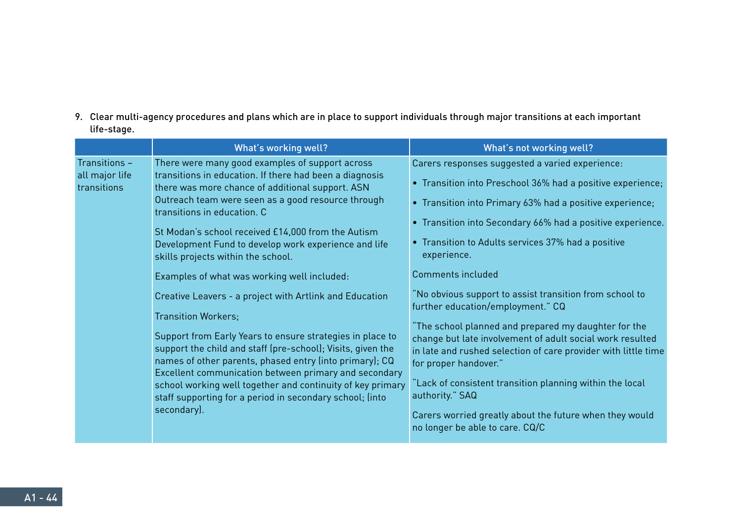9. Clear multi-agency procedures and plans which are in place to support individuals through major transitions at each important life-stage.

| | What's working well? | What's not working well? |
|---|---|---|
| Transitions – all major life transitions | There were many good examples of support across transitions in education. If there had been a diagnosis there was more chance of additional support. ASN Outreach team were seen as a good resource through transitions in education. C<br><br>St Modan's school received £14,000 from the Autism Development Fund to develop work experience and life skills projects within the school.<br><br>Examples of what was working well included:<br><br>Creative Leavers - a project with Artlink and Education<br><br>Transition Workers;<br><br>Support from Early Years to ensure strategies in place to support the child and staff (pre-school); Visits, given the names of other parents, phased entry (into primary); CQ Excellent communication between primary and secondary school working well together and continuity of key primary staff supporting for a period in secondary school; (into secondary). | Carers responses suggested a varied experience:<br><br>• Transition into Preschool 36% had a positive experience;<br>• Transition into Primary 63% had a positive experience;<br>• Transition into Secondary 66% had a positive experience.<br>• Transition to Adults services 37% had a positive experience.<br><br>Comments included<br><br>"No obvious support to assist transition from school to further education/employment." CQ<br><br>"The school planned and prepared my daughter for the change but late involvement of adult social work resulted in late and rushed selection of care provider with little time for proper handover."<br><br>"Lack of consistent transition planning within the local authority." SAQ<br><br>Carers worried greatly about the future when they would no longer be able to care. CQ/C |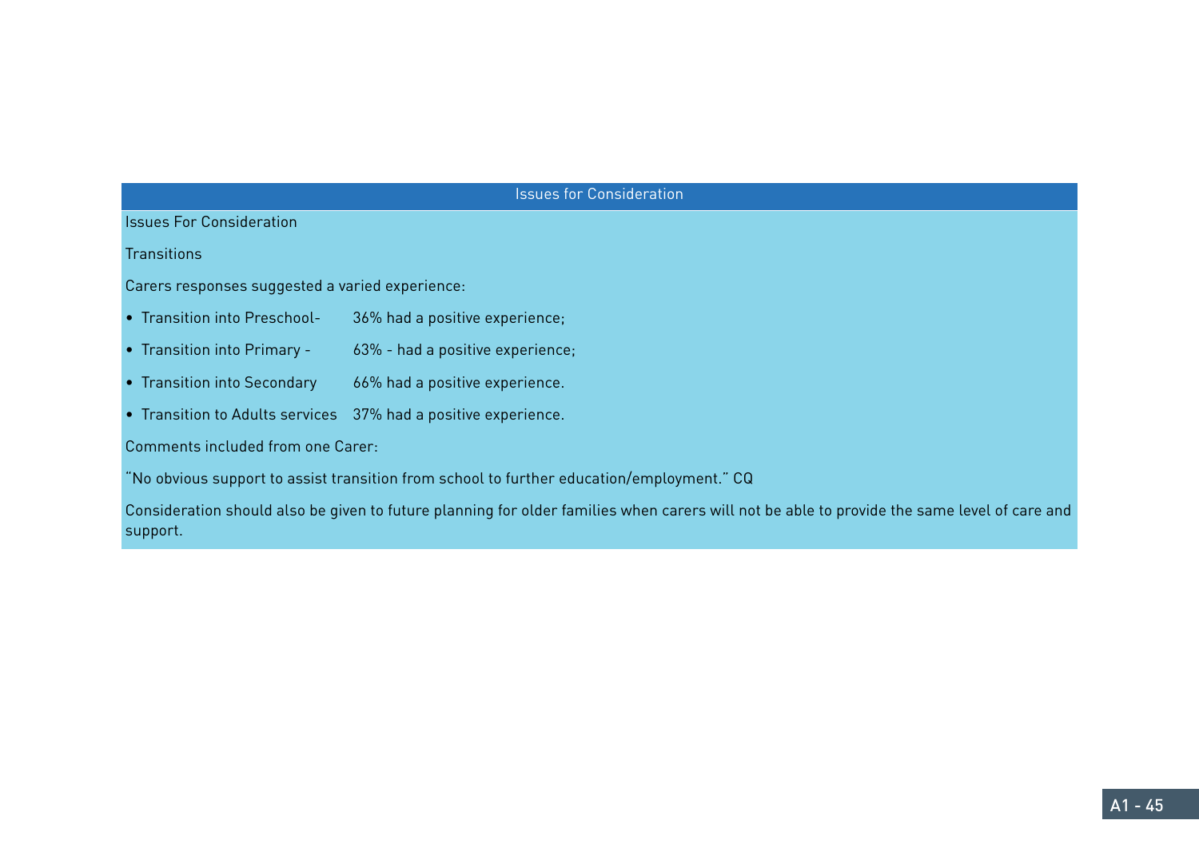## Issues for Consideration

Issues For Consideration

Transitions

Carers responses suggested a varied experience:

- Transition into Preschool- 36% had a positive experience;
- Transition into Primary - 63% - had a positive experience;
- Transition into Secondary 66% had a positive experience.
- Transition to Adults services 37% had a positive experience.

Comments included from one Carer:

"No obvious support to assist transition from school to further education/employment." CQ

Consideration should also be given to future planning for older families when carers will not be able to provide the same level of care and support.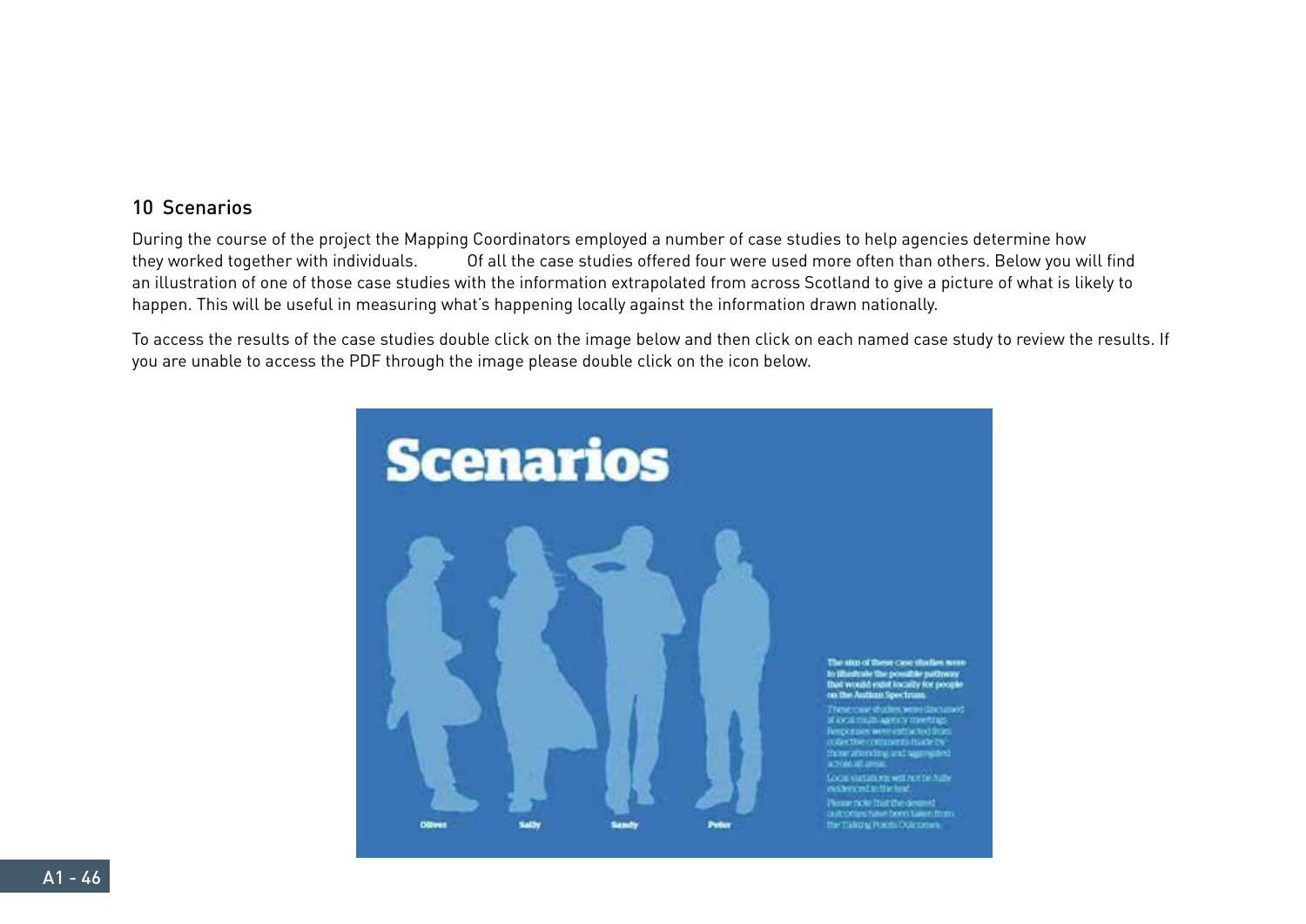## 10 Scenarios

During the course of the project the Mapping Coordinators employed a number of case studies to help agencies determine how they worked together with individuals. Of all the case studies offered four were used more often than others. Below you will find an illustration of one of those case studies with the information extrapolated from across Scotland to give a picture of what is likely to happen. This will be useful in measuring what's happening locally against the information drawn nationally.

To access the results of the case studies double click on the image below and then click on each named case study to review the results. If you are unable to access the PDF through the image please double click on the icon below.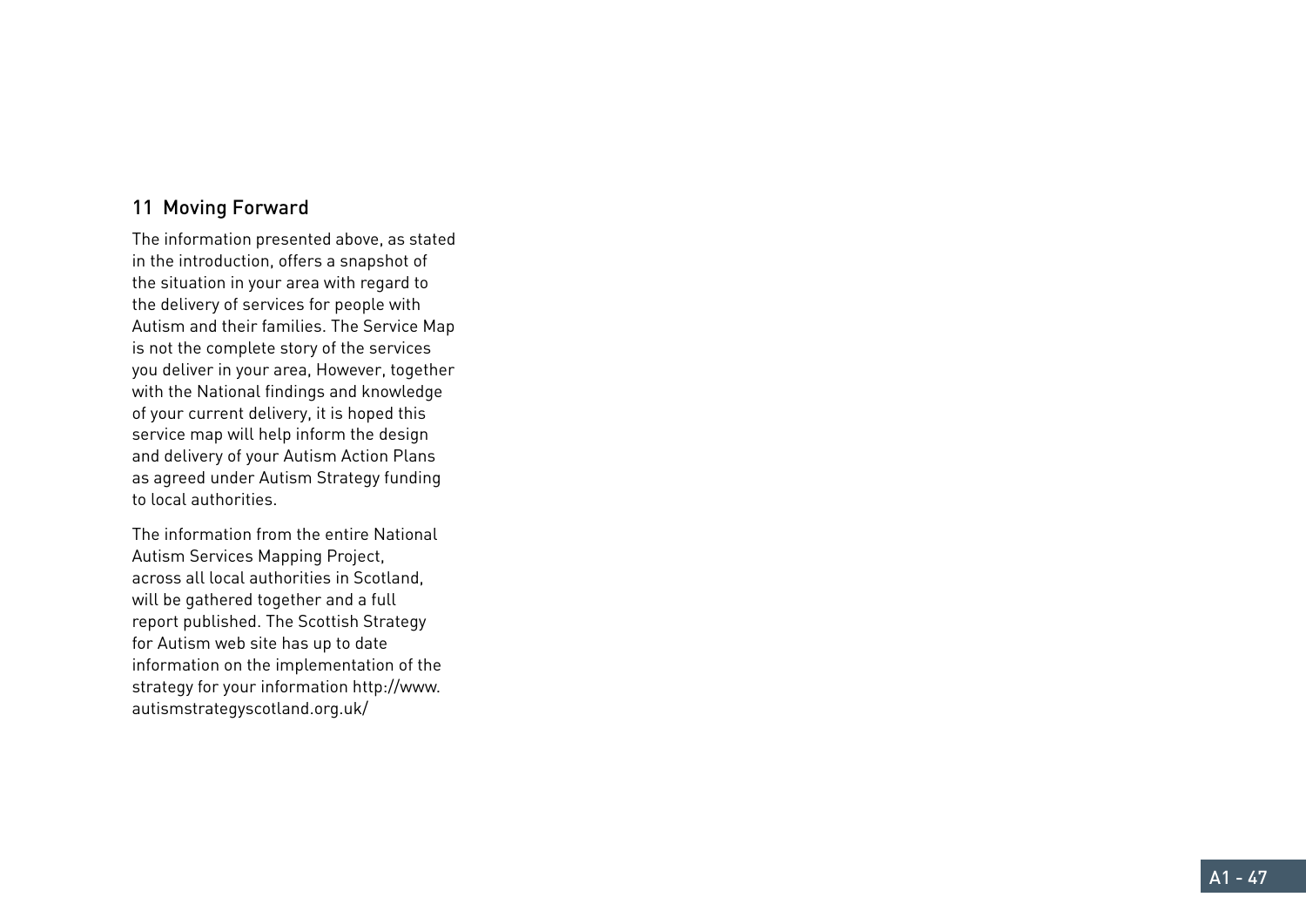## 11 Moving Forward

The information presented above, as stated in the introduction, offers a snapshot of the situation in your area with regard to the delivery of services for people with Autism and their families. The Service Map is not the complete story of the services you deliver in your area, However, together with the National findings and knowledge of your current delivery, it is hoped this service map will help inform the design and delivery of your Autism Action Plans as agreed under Autism Strategy funding to local authorities.

The information from the entire National Autism Services Mapping Project, across all local authorities in Scotland, will be gathered together and a full report published. The Scottish Strategy for Autism web site has up to date information on the implementation of the strategy for your information http://www.autismstrategyscotland.org.uk/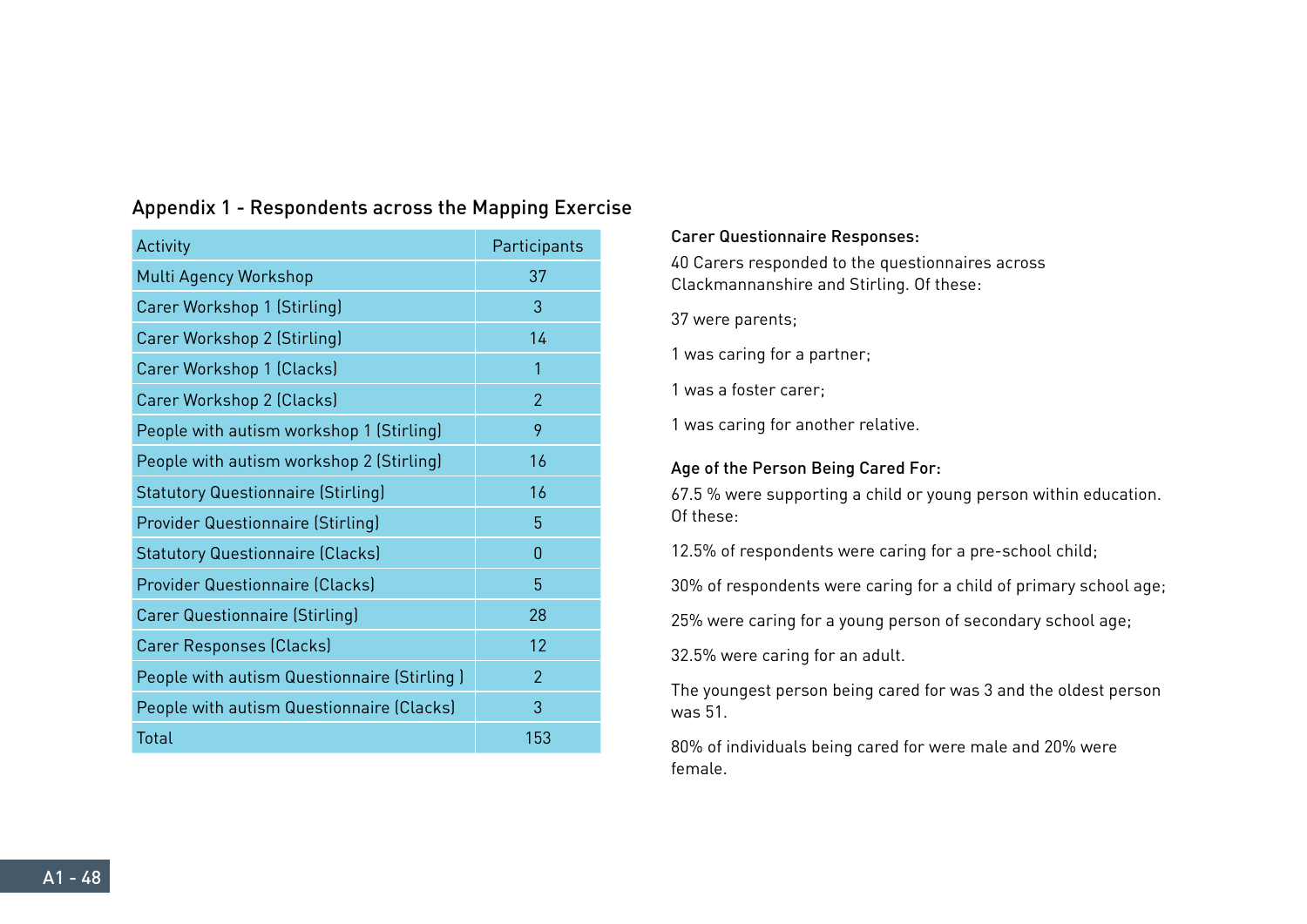## Appendix 1 - Respondents across the Mapping Exercise

| Activity | Participants |
|---|---|
| Multi Agency Workshop | 37 |
| Carer Workshop 1 (Stirling) | 3 |
| Carer Workshop 2 (Stirling) | 14 |
| Carer Workshop 1 (Clacks) | 1 |
| Carer Workshop 2 (Clacks) | 2 |
| People with autism workshop 1 (Stirling) | 9 |
| People with autism workshop 2 (Stirling) | 16 |
| Statutory Questionnaire (Stirling) | 16 |
| Provider Questionnaire (Stirling) | 5 |
| Statutory Questionnaire (Clacks) | 0 |
| Provider Questionnaire (Clacks) | 5 |
| Carer Questionnaire (Stirling) | 28 |
| Carer Responses (Clacks) | 12 |
| People with autism Questionnaire (Stirling ) | 2 |
| People with autism Questionnaire (Clacks) | 3 |
| Total | 153 |

### Carer Questionnaire Responses:

40 Carers responded to the questionnaires across Clackmannanshire and Stirling. Of these:

37 were parents;

1 was caring for a partner;

1 was a foster carer;

1 was caring for another relative.

### Age of the Person Being Cared For:

67.5 % were supporting a child or young person within education. Of these:

12.5% of respondents were caring for a pre-school child;

30% of respondents were caring for a child of primary school age;

25% were caring for a young person of secondary school age;

32.5% were caring for an adult.

The youngest person being cared for was 3 and the oldest person was 51.

80% of individuals being cared for were male and 20% were female.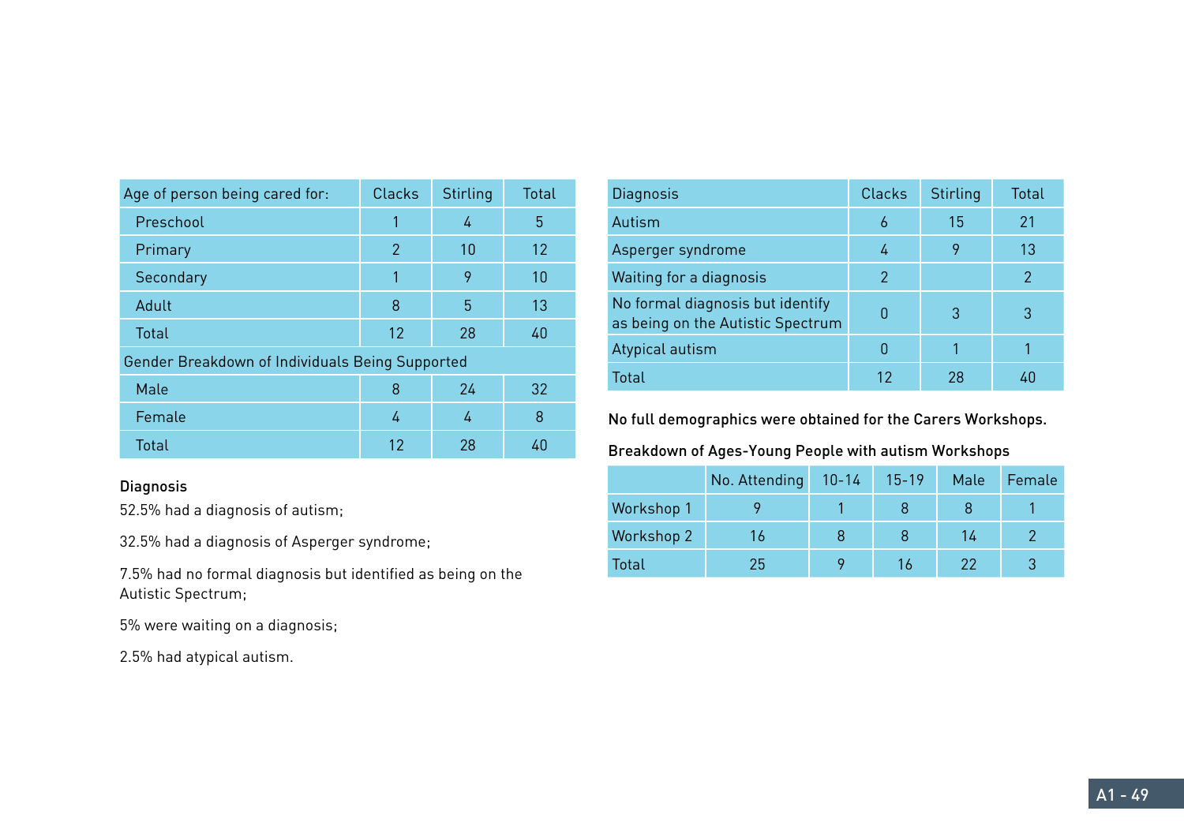| Age of person being cared for: | Clacks | Stirling | Total |
|---|---|---|---|
| Preschool | 1 | 4 | 5 |
| Primary | 2 | 10 | 12 |
| Secondary | 1 | 9 | 10 |
| Adult | 8 | 5 | 13 |
| Total | 12 | 28 | 40 |
| Gender Breakdown of Individuals Being Supported | | | |
| Male | 8 | 24 | 32 |
| Female | 4 | 4 | 8 |
| Total | 12 | 28 | 40 |

Diagnosis

52.5% had a diagnosis of autism;

32.5% had a diagnosis of Asperger syndrome;

7.5% had no formal diagnosis but identified as being on the Autistic Spectrum;

5% were waiting on a diagnosis;

2.5% had atypical autism.

| Diagnosis | Clacks | Stirling | Total |
|---|---|---|---|
| Autism | 6 | 15 | 21 |
| Asperger syndrome | 4 | 9 | 13 |
| Waiting for a diagnosis | 2 | | 2 |
| No formal diagnosis but identify as being on the Autistic Spectrum | 0 | 3 | 3 |
| Atypical autism | 0 | 1 | 1 |
| Total | 12 | 28 | 40 |

No full demographics were obtained for the Carers Workshops.

Breakdown of Ages-Young People with autism Workshops

| | No. Attending | 10-14 | 15-19 | Male | Female |
|---|---|---|---|---|---|
| Workshop 1 | 9 | 1 | 8 | 8 | 1 |
| Workshop 2 | 16 | 8 | 8 | 14 | 2 |
| Total | 25 | 9 | 16 | 22 | 3 |